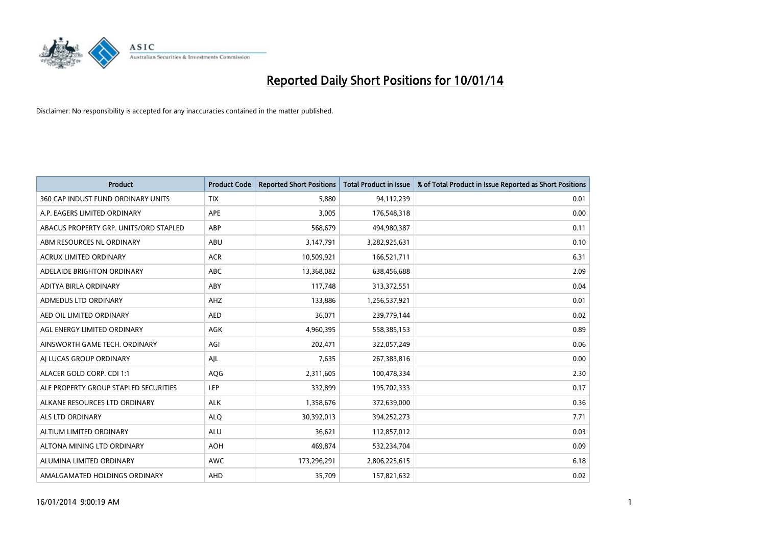# Reported Daily Short Positions for 10/01/14

Disclaimer: No responsibility is accepted for any inaccuracies contained in the matter published.

| Product | Product Code | Reported Short Positions | Total Product in Issue | % of Total Product in Issue Reported as Short Positions |
|---|---|---|---|---|
| 360 CAP INDUST FUND ORDINARY UNITS | TIX | 5,880 | 94,112,239 | 0.01 |
| A.P. EAGERS LIMITED ORDINARY | APE | 3,005 | 176,548,318 | 0.00 |
| ABACUS PROPERTY GRP. UNITS/ORD STAPLED | ABP | 568,679 | 494,980,387 | 0.11 |
| ABM RESOURCES NL ORDINARY | ABU | 3,147,791 | 3,282,925,631 | 0.10 |
| ACRUX LIMITED ORDINARY | ACR | 10,509,921 | 166,521,711 | 6.31 |
| ADELAIDE BRIGHTON ORDINARY | ABC | 13,368,082 | 638,456,688 | 2.09 |
| ADITYA BIRLA ORDINARY | ABY | 117,748 | 313,372,551 | 0.04 |
| ADMEDUS LTD ORDINARY | AHZ | 133,886 | 1,256,537,921 | 0.01 |
| AED OIL LIMITED ORDINARY | AED | 36,071 | 239,779,144 | 0.02 |
| AGL ENERGY LIMITED ORDINARY | AGK | 4,960,395 | 558,385,153 | 0.89 |
| AINSWORTH GAME TECH. ORDINARY | AGI | 202,471 | 322,057,249 | 0.06 |
| AJ LUCAS GROUP ORDINARY | AJL | 7,635 | 267,383,816 | 0.00 |
| ALACER GOLD CORP. CDI 1:1 | AQG | 2,311,605 | 100,478,334 | 2.30 |
| ALE PROPERTY GROUP STAPLED SECURITIES | LEP | 332,899 | 195,702,333 | 0.17 |
| ALKANE RESOURCES LTD ORDINARY | ALK | 1,358,676 | 372,639,000 | 0.36 |
| ALS LTD ORDINARY | ALQ | 30,392,013 | 394,252,273 | 7.71 |
| ALTIUM LIMITED ORDINARY | ALU | 36,621 | 112,857,012 | 0.03 |
| ALTONA MINING LTD ORDINARY | AOH | 469,874 | 532,234,704 | 0.09 |
| ALUMINA LIMITED ORDINARY | AWC | 173,296,291 | 2,806,225,615 | 6.18 |
| AMALGAMATED HOLDINGS ORDINARY | AHD | 35,709 | 157,821,632 | 0.02 |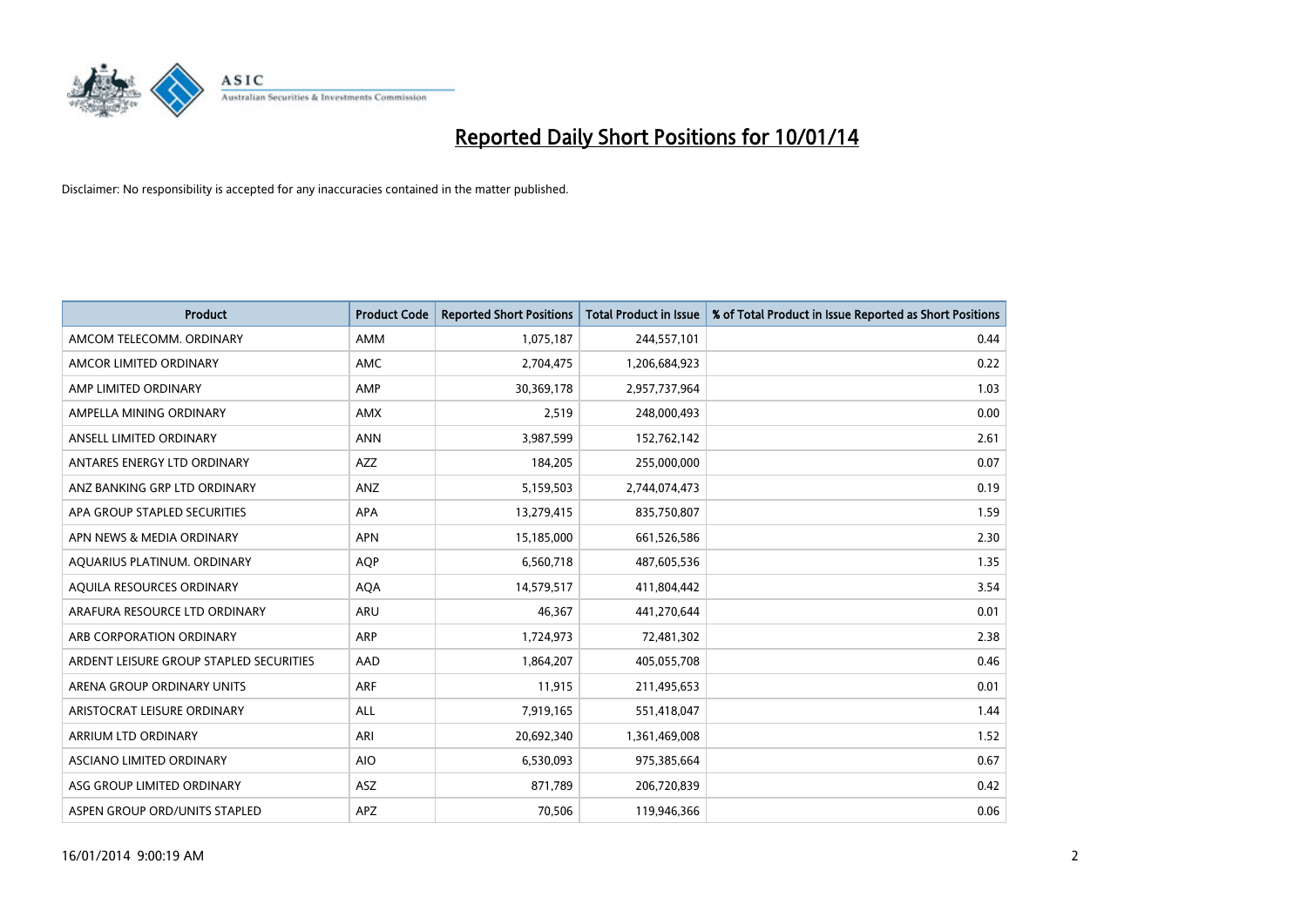# Reported Daily Short Positions for 10/01/14

Disclaimer: No responsibility is accepted for any inaccuracies contained in the matter published.

| Product | Product Code | Reported Short Positions | Total Product in Issue | % of Total Product in Issue Reported as Short Positions |
|---|---|---|---|---|
| AMCOM TELECOMM. ORDINARY | AMM | 1,075,187 | 244,557,101 | 0.44 |
| AMCOR LIMITED ORDINARY | AMC | 2,704,475 | 1,206,684,923 | 0.22 |
| AMP LIMITED ORDINARY | AMP | 30,369,178 | 2,957,737,964 | 1.03 |
| AMPELLA MINING ORDINARY | AMX | 2,519 | 248,000,493 | 0.00 |
| ANSELL LIMITED ORDINARY | ANN | 3,987,599 | 152,762,142 | 2.61 |
| ANTARES ENERGY LTD ORDINARY | AZZ | 184,205 | 255,000,000 | 0.07 |
| ANZ BANKING GRP LTD ORDINARY | ANZ | 5,159,503 | 2,744,074,473 | 0.19 |
| APA GROUP STAPLED SECURITIES | APA | 13,279,415 | 835,750,807 | 1.59 |
| APN NEWS & MEDIA ORDINARY | APN | 15,185,000 | 661,526,586 | 2.30 |
| AQUARIUS PLATINUM. ORDINARY | AQP | 6,560,718 | 487,605,536 | 1.35 |
| AQUILA RESOURCES ORDINARY | AQA | 14,579,517 | 411,804,442 | 3.54 |
| ARAFURA RESOURCE LTD ORDINARY | ARU | 46,367 | 441,270,644 | 0.01 |
| ARB CORPORATION ORDINARY | ARP | 1,724,973 | 72,481,302 | 2.38 |
| ARDENT LEISURE GROUP STAPLED SECURITIES | AAD | 1,864,207 | 405,055,708 | 0.46 |
| ARENA GROUP ORDINARY UNITS | ARF | 11,915 | 211,495,653 | 0.01 |
| ARISTOCRAT LEISURE ORDINARY | ALL | 7,919,165 | 551,418,047 | 1.44 |
| ARRIUM LTD ORDINARY | ARI | 20,692,340 | 1,361,469,008 | 1.52 |
| ASCIANO LIMITED ORDINARY | AIO | 6,530,093 | 975,385,664 | 0.67 |
| ASG GROUP LIMITED ORDINARY | ASZ | 871,789 | 206,720,839 | 0.42 |
| ASPEN GROUP ORD/UNITS STAPLED | APZ | 70,506 | 119,946,366 | 0.06 |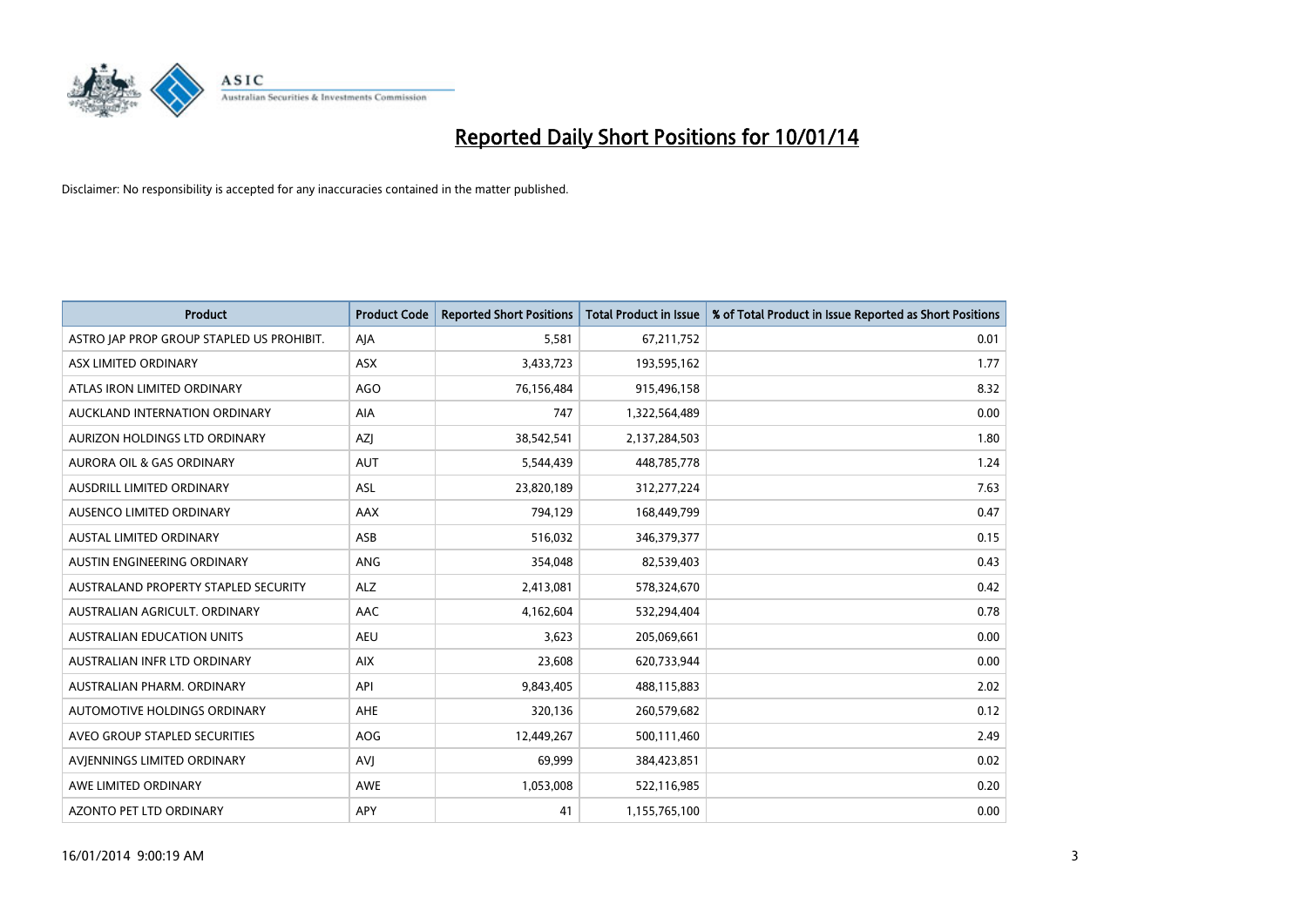# Reported Daily Short Positions for 10/01/14

Disclaimer: No responsibility is accepted for any inaccuracies contained in the matter published.

| Product | Product Code | Reported Short Positions | Total Product in Issue | % of Total Product in Issue Reported as Short Positions |
|---|---|---|---|---|
| ASTRO JAP PROP GROUP STAPLED US PROHIBIT. | AJA | 5,581 | 67,211,752 | 0.01 |
| ASX LIMITED ORDINARY | ASX | 3,433,723 | 193,595,162 | 1.77 |
| ATLAS IRON LIMITED ORDINARY | AGO | 76,156,484 | 915,496,158 | 8.32 |
| AUCKLAND INTERNATION ORDINARY | AIA | 747 | 1,322,564,489 | 0.00 |
| AURIZON HOLDINGS LTD ORDINARY | AZJ | 38,542,541 | 2,137,284,503 | 1.80 |
| AURORA OIL & GAS ORDINARY | AUT | 5,544,439 | 448,785,778 | 1.24 |
| AUSDRILL LIMITED ORDINARY | ASL | 23,820,189 | 312,277,224 | 7.63 |
| AUSENCO LIMITED ORDINARY | AAX | 794,129 | 168,449,799 | 0.47 |
| AUSTAL LIMITED ORDINARY | ASB | 516,032 | 346,379,377 | 0.15 |
| AUSTIN ENGINEERING ORDINARY | ANG | 354,048 | 82,539,403 | 0.43 |
| AUSTRALAND PROPERTY STAPLED SECURITY | ALZ | 2,413,081 | 578,324,670 | 0.42 |
| AUSTRALIAN AGRICULT. ORDINARY | AAC | 4,162,604 | 532,294,404 | 0.78 |
| AUSTRALIAN EDUCATION UNITS | AEU | 3,623 | 205,069,661 | 0.00 |
| AUSTRALIAN INFR LTD ORDINARY | AIX | 23,608 | 620,733,944 | 0.00 |
| AUSTRALIAN PHARM. ORDINARY | API | 9,843,405 | 488,115,883 | 2.02 |
| AUTOMOTIVE HOLDINGS ORDINARY | AHE | 320,136 | 260,579,682 | 0.12 |
| AVEO GROUP STAPLED SECURITIES | AOG | 12,449,267 | 500,111,460 | 2.49 |
| AVJENNINGS LIMITED ORDINARY | AVJ | 69,999 | 384,423,851 | 0.02 |
| AWE LIMITED ORDINARY | AWE | 1,053,008 | 522,116,985 | 0.20 |
| AZONTO PET LTD ORDINARY | APY | 41 | 1,155,765,100 | 0.00 |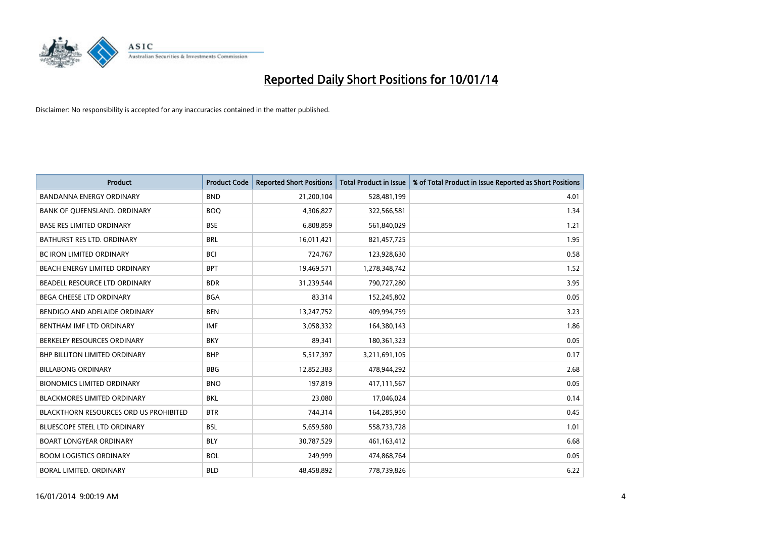# Reported Daily Short Positions for 10/01/14

Disclaimer: No responsibility is accepted for any inaccuracies contained in the matter published.

| Product | Product Code | Reported Short Positions | Total Product in Issue | % of Total Product in Issue Reported as Short Positions |
|---|---|---|---|---|
| BANDANNA ENERGY ORDINARY | BND | 21,200,104 | 528,481,199 | 4.01 |
| BANK OF QUEENSLAND. ORDINARY | BOQ | 4,306,827 | 322,566,581 | 1.34 |
| BASE RES LIMITED ORDINARY | BSE | 6,808,859 | 561,840,029 | 1.21 |
| BATHURST RES LTD. ORDINARY | BRL | 16,011,421 | 821,457,725 | 1.95 |
| BC IRON LIMITED ORDINARY | BCI | 724,767 | 123,928,630 | 0.58 |
| BEACH ENERGY LIMITED ORDINARY | BPT | 19,469,571 | 1,278,348,742 | 1.52 |
| BEADELL RESOURCE LTD ORDINARY | BDR | 31,239,544 | 790,727,280 | 3.95 |
| BEGA CHEESE LTD ORDINARY | BGA | 83,314 | 152,245,802 | 0.05 |
| BENDIGO AND ADELAIDE ORDINARY | BEN | 13,247,752 | 409,994,759 | 3.23 |
| BENTHAM IMF LTD ORDINARY | IMF | 3,058,332 | 164,380,143 | 1.86 |
| BERKELEY RESOURCES ORDINARY | BKY | 89,341 | 180,361,323 | 0.05 |
| BHP BILLITON LIMITED ORDINARY | BHP | 5,517,397 | 3,211,691,105 | 0.17 |
| BILLABONG ORDINARY | BBG | 12,852,383 | 478,944,292 | 2.68 |
| BIONOMICS LIMITED ORDINARY | BNO | 197,819 | 417,111,567 | 0.05 |
| BLACKMORES LIMITED ORDINARY | BKL | 23,080 | 17,046,024 | 0.14 |
| BLACKTHORN RESOURCES ORD US PROHIBITED | BTR | 744,314 | 164,285,950 | 0.45 |
| BLUESCOPE STEEL LTD ORDINARY | BSL | 5,659,580 | 558,733,728 | 1.01 |
| BOART LONGYEAR ORDINARY | BLY | 30,787,529 | 461,163,412 | 6.68 |
| BOOM LOGISTICS ORDINARY | BOL | 249,999 | 474,868,764 | 0.05 |
| BORAL LIMITED. ORDINARY | BLD | 48,458,892 | 778,739,826 | 6.22 |

16/01/2014 9:00:19 AM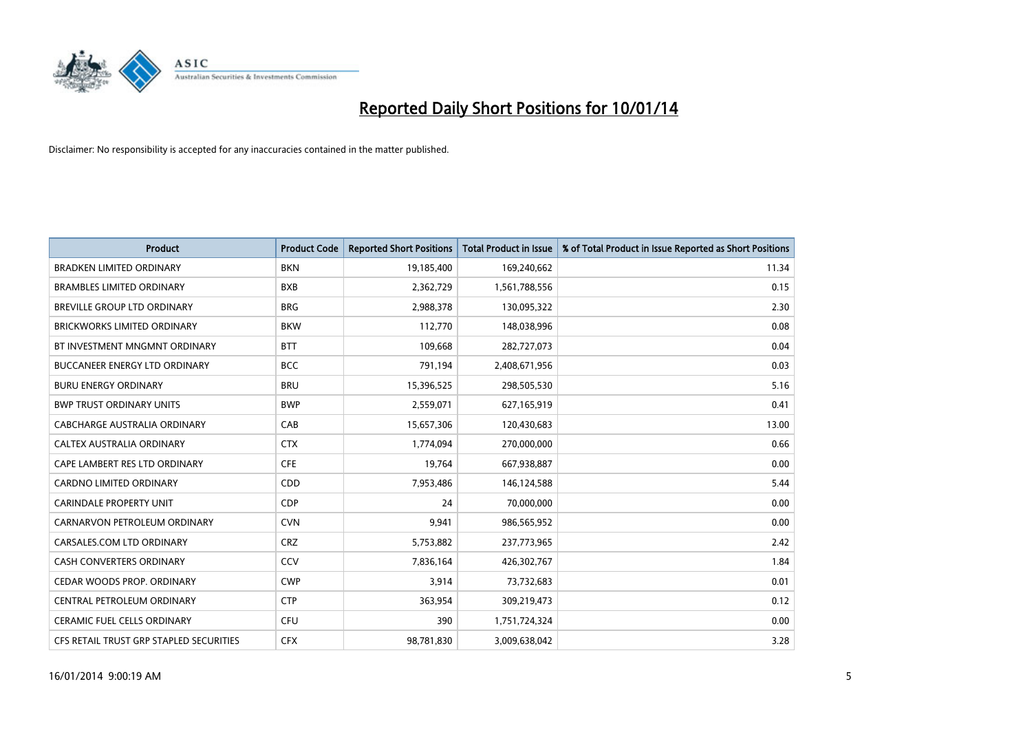# Reported Daily Short Positions for 10/01/14

Disclaimer: No responsibility is accepted for any inaccuracies contained in the matter published.

| Product | Product Code | Reported Short Positions | Total Product in Issue | % of Total Product in Issue Reported as Short Positions |
|---|---|---|---|---|
| BRADKEN LIMITED ORDINARY | BKN | 19,185,400 | 169,240,662 | 11.34 |
| BRAMBLES LIMITED ORDINARY | BXB | 2,362,729 | 1,561,788,556 | 0.15 |
| BREVILLE GROUP LTD ORDINARY | BRG | 2,988,378 | 130,095,322 | 2.30 |
| BRICKWORKS LIMITED ORDINARY | BKW | 112,770 | 148,038,996 | 0.08 |
| BT INVESTMENT MNGMNT ORDINARY | BTT | 109,668 | 282,727,073 | 0.04 |
| BUCCANEER ENERGY LTD ORDINARY | BCC | 791,194 | 2,408,671,956 | 0.03 |
| BURU ENERGY ORDINARY | BRU | 15,396,525 | 298,505,530 | 5.16 |
| BWP TRUST ORDINARY UNITS | BWP | 2,559,071 | 627,165,919 | 0.41 |
| CABCHARGE AUSTRALIA ORDINARY | CAB | 15,657,306 | 120,430,683 | 13.00 |
| CALTEX AUSTRALIA ORDINARY | CTX | 1,774,094 | 270,000,000 | 0.66 |
| CAPE LAMBERT RES LTD ORDINARY | CFE | 19,764 | 667,938,887 | 0.00 |
| CARDNO LIMITED ORDINARY | CDD | 7,953,486 | 146,124,588 | 5.44 |
| CARINDALE PROPERTY UNIT | CDP | 24 | 70,000,000 | 0.00 |
| CARNARVON PETROLEUM ORDINARY | CVN | 9,941 | 986,565,952 | 0.00 |
| CARSALES.COM LTD ORDINARY | CRZ | 5,753,882 | 237,773,965 | 2.42 |
| CASH CONVERTERS ORDINARY | CCV | 7,836,164 | 426,302,767 | 1.84 |
| CEDAR WOODS PROP. ORDINARY | CWP | 3,914 | 73,732,683 | 0.01 |
| CENTRAL PETROLEUM ORDINARY | CTP | 363,954 | 309,219,473 | 0.12 |
| CERAMIC FUEL CELLS ORDINARY | CFU | 390 | 1,751,724,324 | 0.00 |
| CFS RETAIL TRUST GRP STAPLED SECURITIES | CFX | 98,781,830 | 3,009,638,042 | 3.28 |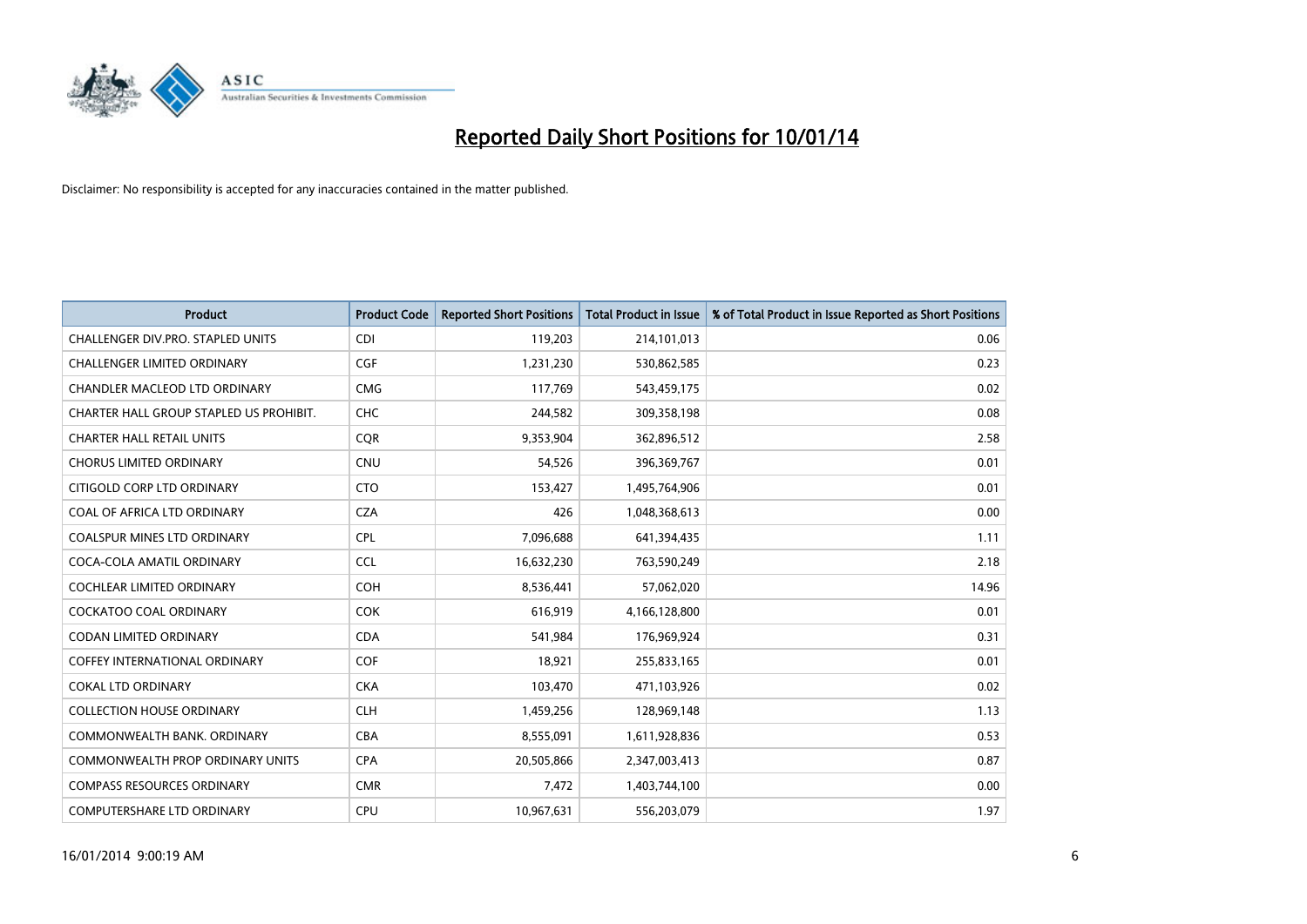# Reported Daily Short Positions for 10/01/14

Disclaimer: No responsibility is accepted for any inaccuracies contained in the matter published.

| Product | Product Code | Reported Short Positions | Total Product in Issue | % of Total Product in Issue Reported as Short Positions |
|---|---|---|---|---|
| CHALLENGER DIV.PRO. STAPLED UNITS | CDI | 119,203 | 214,101,013 | 0.06 |
| CHALLENGER LIMITED ORDINARY | CGF | 1,231,230 | 530,862,585 | 0.23 |
| CHANDLER MACLEOD LTD ORDINARY | CMG | 117,769 | 543,459,175 | 0.02 |
| CHARTER HALL GROUP STAPLED US PROHIBIT. | CHC | 244,582 | 309,358,198 | 0.08 |
| CHARTER HALL RETAIL UNITS | CQR | 9,353,904 | 362,896,512 | 2.58 |
| CHORUS LIMITED ORDINARY | CNU | 54,526 | 396,369,767 | 0.01 |
| CITIGOLD CORP LTD ORDINARY | CTO | 153,427 | 1,495,764,906 | 0.01 |
| COAL OF AFRICA LTD ORDINARY | CZA | 426 | 1,048,368,613 | 0.00 |
| COALSPUR MINES LTD ORDINARY | CPL | 7,096,688 | 641,394,435 | 1.11 |
| COCA-COLA AMATIL ORDINARY | CCL | 16,632,230 | 763,590,249 | 2.18 |
| COCHLEAR LIMITED ORDINARY | COH | 8,536,441 | 57,062,020 | 14.96 |
| COCKATOO COAL ORDINARY | COK | 616,919 | 4,166,128,800 | 0.01 |
| CODAN LIMITED ORDINARY | CDA | 541,984 | 176,969,924 | 0.31 |
| COFFEY INTERNATIONAL ORDINARY | COF | 18,921 | 255,833,165 | 0.01 |
| COKAL LTD ORDINARY | CKA | 103,470 | 471,103,926 | 0.02 |
| COLLECTION HOUSE ORDINARY | CLH | 1,459,256 | 128,969,148 | 1.13 |
| COMMONWEALTH BANK. ORDINARY | CBA | 8,555,091 | 1,611,928,836 | 0.53 |
| COMMONWEALTH PROP ORDINARY UNITS | CPA | 20,505,866 | 2,347,003,413 | 0.87 |
| COMPASS RESOURCES ORDINARY | CMR | 7,472 | 1,403,744,100 | 0.00 |
| COMPUTERSHARE LTD ORDINARY | CPU | 10,967,631 | 556,203,079 | 1.97 |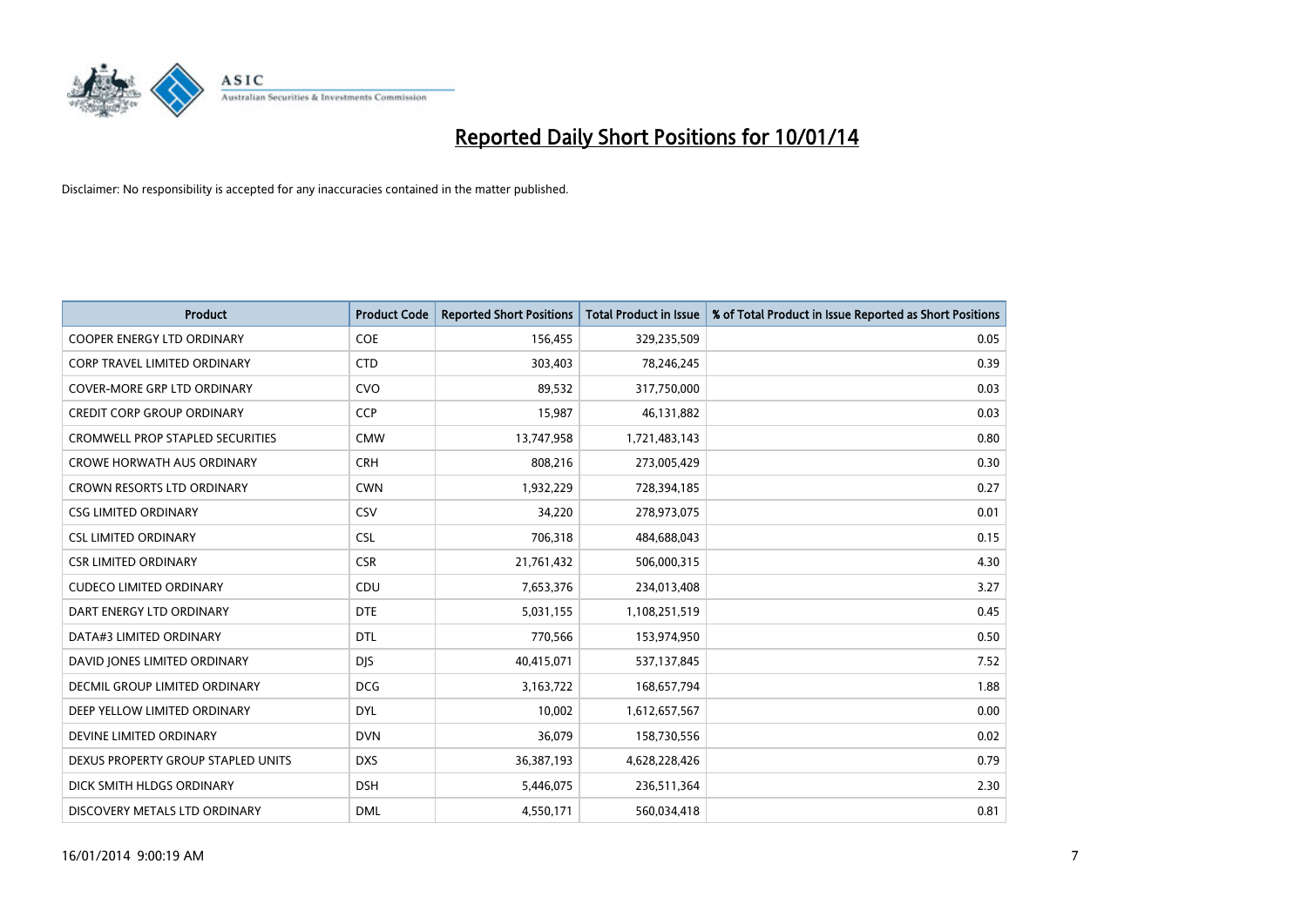# Reported Daily Short Positions for 10/01/14

Disclaimer: No responsibility is accepted for any inaccuracies contained in the matter published.

| Product | Product Code | Reported Short Positions | Total Product in Issue | % of Total Product in Issue Reported as Short Positions |
|---|---|---|---|---|
| COOPER ENERGY LTD ORDINARY | COE | 156,455 | 329,235,509 | 0.05 |
| CORP TRAVEL LIMITED ORDINARY | CTD | 303,403 | 78,246,245 | 0.39 |
| COVER-MORE GRP LTD ORDINARY | CVO | 89,532 | 317,750,000 | 0.03 |
| CREDIT CORP GROUP ORDINARY | CCP | 15,987 | 46,131,882 | 0.03 |
| CROMWELL PROP STAPLED SECURITIES | CMW | 13,747,958 | 1,721,483,143 | 0.80 |
| CROWE HORWATH AUS ORDINARY | CRH | 808,216 | 273,005,429 | 0.30 |
| CROWN RESORTS LTD ORDINARY | CWN | 1,932,229 | 728,394,185 | 0.27 |
| CSG LIMITED ORDINARY | CSV | 34,220 | 278,973,075 | 0.01 |
| CSL LIMITED ORDINARY | CSL | 706,318 | 484,688,043 | 0.15 |
| CSR LIMITED ORDINARY | CSR | 21,761,432 | 506,000,315 | 4.30 |
| CUDECO LIMITED ORDINARY | CDU | 7,653,376 | 234,013,408 | 3.27 |
| DART ENERGY LTD ORDINARY | DTE | 5,031,155 | 1,108,251,519 | 0.45 |
| DATA#3 LIMITED ORDINARY | DTL | 770,566 | 153,974,950 | 0.50 |
| DAVID JONES LIMITED ORDINARY | DJS | 40,415,071 | 537,137,845 | 7.52 |
| DECMIL GROUP LIMITED ORDINARY | DCG | 3,163,722 | 168,657,794 | 1.88 |
| DEEP YELLOW LIMITED ORDINARY | DYL | 10,002 | 1,612,657,567 | 0.00 |
| DEVINE LIMITED ORDINARY | DVN | 36,079 | 158,730,556 | 0.02 |
| DEXUS PROPERTY GROUP STAPLED UNITS | DXS | 36,387,193 | 4,628,228,426 | 0.79 |
| DICK SMITH HLDGS ORDINARY | DSH | 5,446,075 | 236,511,364 | 2.30 |
| DISCOVERY METALS LTD ORDINARY | DML | 4,550,171 | 560,034,418 | 0.81 |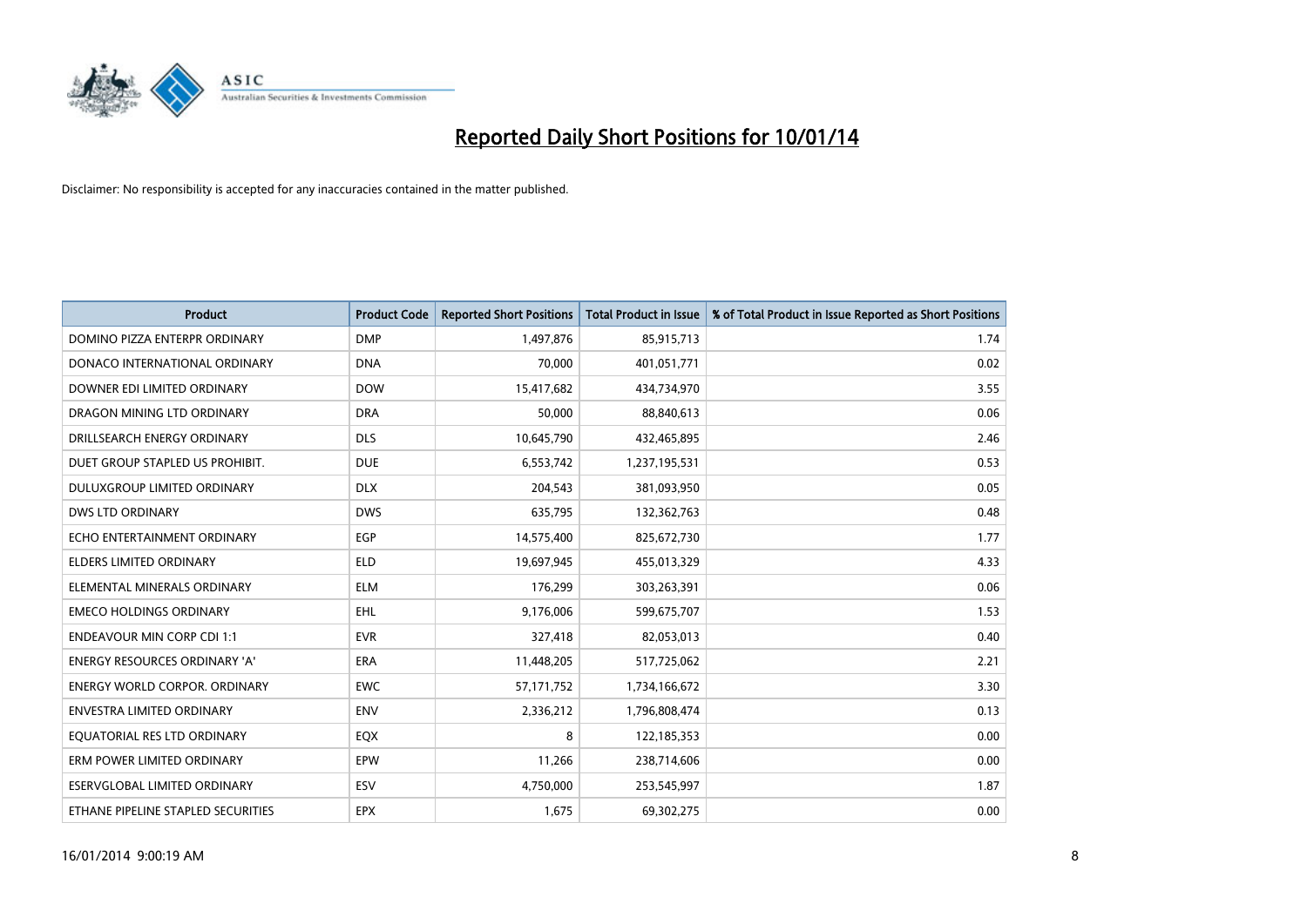# Reported Daily Short Positions for 10/01/14

Disclaimer: No responsibility is accepted for any inaccuracies contained in the matter published.

| Product | Product Code | Reported Short Positions | Total Product in Issue | % of Total Product in Issue Reported as Short Positions |
|---|---|---|---|---|
| DOMINO PIZZA ENTERPR ORDINARY | DMP | 1,497,876 | 85,915,713 | 1.74 |
| DONACO INTERNATIONAL ORDINARY | DNA | 70,000 | 401,051,771 | 0.02 |
| DOWNER EDI LIMITED ORDINARY | DOW | 15,417,682 | 434,734,970 | 3.55 |
| DRAGON MINING LTD ORDINARY | DRA | 50,000 | 88,840,613 | 0.06 |
| DRILLSEARCH ENERGY ORDINARY | DLS | 10,645,790 | 432,465,895 | 2.46 |
| DUET GROUP STAPLED US PROHIBIT. | DUE | 6,553,742 | 1,237,195,531 | 0.53 |
| DULUXGROUP LIMITED ORDINARY | DLX | 204,543 | 381,093,950 | 0.05 |
| DWS LTD ORDINARY | DWS | 635,795 | 132,362,763 | 0.48 |
| ECHO ENTERTAINMENT ORDINARY | EGP | 14,575,400 | 825,672,730 | 1.77 |
| ELDERS LIMITED ORDINARY | ELD | 19,697,945 | 455,013,329 | 4.33 |
| ELEMENTAL MINERALS ORDINARY | ELM | 176,299 | 303,263,391 | 0.06 |
| EMECO HOLDINGS ORDINARY | EHL | 9,176,006 | 599,675,707 | 1.53 |
| ENDEAVOUR MIN CORP CDI 1:1 | EVR | 327,418 | 82,053,013 | 0.40 |
| ENERGY RESOURCES ORDINARY 'A' | ERA | 11,448,205 | 517,725,062 | 2.21 |
| ENERGY WORLD CORPOR. ORDINARY | EWC | 57,171,752 | 1,734,166,672 | 3.30 |
| ENVESTRA LIMITED ORDINARY | ENV | 2,336,212 | 1,796,808,474 | 0.13 |
| EQUATORIAL RES LTD ORDINARY | EQX | 8 | 122,185,353 | 0.00 |
| ERM POWER LIMITED ORDINARY | EPW | 11,266 | 238,714,606 | 0.00 |
| ESERVGLOBAL LIMITED ORDINARY | ESV | 4,750,000 | 253,545,997 | 1.87 |
| ETHANE PIPELINE STAPLED SECURITIES | EPX | 1,675 | 69,302,275 | 0.00 |

16/01/2014 9:00:19 AM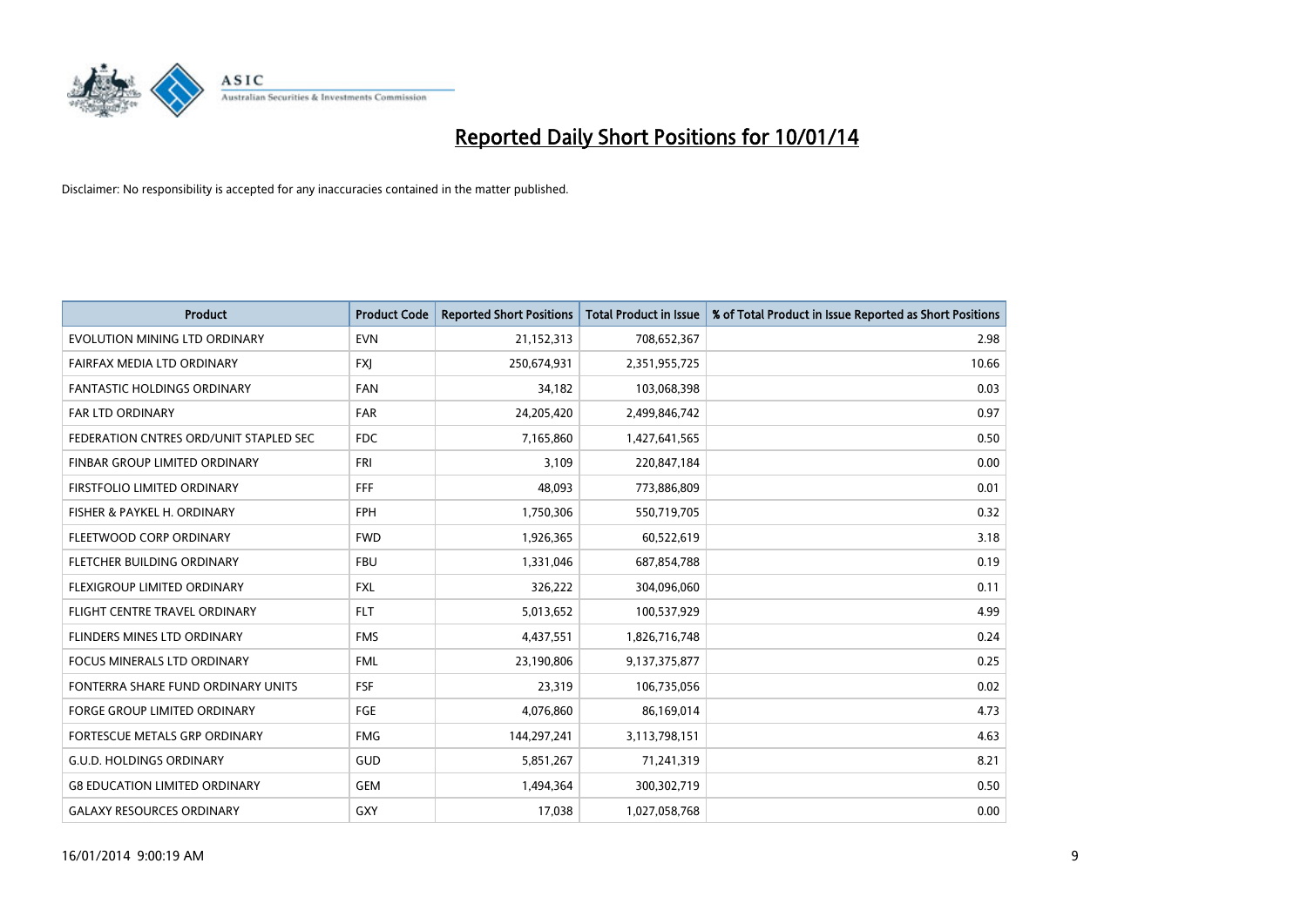# Reported Daily Short Positions for 10/01/14

Disclaimer: No responsibility is accepted for any inaccuracies contained in the matter published.

| Product | Product Code | Reported Short Positions | Total Product in Issue | % of Total Product in Issue Reported as Short Positions |
|---|---|---|---|---|
| EVOLUTION MINING LTD ORDINARY | EVN | 21,152,313 | 708,652,367 | 2.98 |
| FAIRFAX MEDIA LTD ORDINARY | FXJ | 250,674,931 | 2,351,955,725 | 10.66 |
| FANTASTIC HOLDINGS ORDINARY | FAN | 34,182 | 103,068,398 | 0.03 |
| FAR LTD ORDINARY | FAR | 24,205,420 | 2,499,846,742 | 0.97 |
| FEDERATION CNTRES ORD/UNIT STAPLED SEC | FDC | 7,165,860 | 1,427,641,565 | 0.50 |
| FINBAR GROUP LIMITED ORDINARY | FRI | 3,109 | 220,847,184 | 0.00 |
| FIRSTFOLIO LIMITED ORDINARY | FFF | 48,093 | 773,886,809 | 0.01 |
| FISHER & PAYKEL H. ORDINARY | FPH | 1,750,306 | 550,719,705 | 0.32 |
| FLEETWOOD CORP ORDINARY | FWD | 1,926,365 | 60,522,619 | 3.18 |
| FLETCHER BUILDING ORDINARY | FBU | 1,331,046 | 687,854,788 | 0.19 |
| FLEXIGROUP LIMITED ORDINARY | FXL | 326,222 | 304,096,060 | 0.11 |
| FLIGHT CENTRE TRAVEL ORDINARY | FLT | 5,013,652 | 100,537,929 | 4.99 |
| FLINDERS MINES LTD ORDINARY | FMS | 4,437,551 | 1,826,716,748 | 0.24 |
| FOCUS MINERALS LTD ORDINARY | FML | 23,190,806 | 9,137,375,877 | 0.25 |
| FONTERRA SHARE FUND ORDINARY UNITS | FSF | 23,319 | 106,735,056 | 0.02 |
| FORGE GROUP LIMITED ORDINARY | FGE | 4,076,860 | 86,169,014 | 4.73 |
| FORTESCUE METALS GRP ORDINARY | FMG | 144,297,241 | 3,113,798,151 | 4.63 |
| G.U.D. HOLDINGS ORDINARY | GUD | 5,851,267 | 71,241,319 | 8.21 |
| G8 EDUCATION LIMITED ORDINARY | GEM | 1,494,364 | 300,302,719 | 0.50 |
| GALAXY RESOURCES ORDINARY | GXY | 17,038 | 1,027,058,768 | 0.00 |

16/01/2014 9:00:19 AM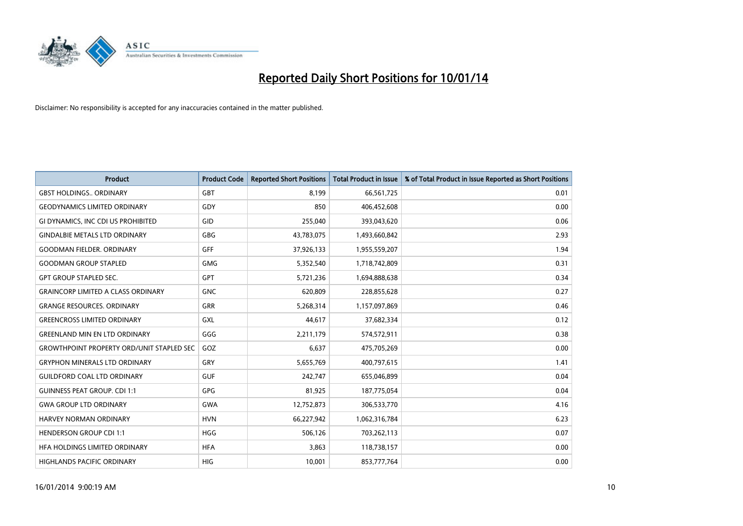# Reported Daily Short Positions for 10/01/14

Disclaimer: No responsibility is accepted for any inaccuracies contained in the matter published.

| Product | Product Code | Reported Short Positions | Total Product in Issue | % of Total Product in Issue Reported as Short Positions |
|---|---|---|---|---|
| GBST HOLDINGS.. ORDINARY | GBT | 8,199 | 66,561,725 | 0.01 |
| GEODYNAMICS LIMITED ORDINARY | GDY | 850 | 406,452,608 | 0.00 |
| GI DYNAMICS, INC CDI US PROHIBITED | GID | 255,040 | 393,043,620 | 0.06 |
| GINDALBIE METALS LTD ORDINARY | GBG | 43,783,075 | 1,493,660,842 | 2.93 |
| GOODMAN FIELDER. ORDINARY | GFF | 37,926,133 | 1,955,559,207 | 1.94 |
| GOODMAN GROUP STAPLED | GMG | 5,352,540 | 1,718,742,809 | 0.31 |
| GPT GROUP STAPLED SEC. | GPT | 5,721,236 | 1,694,888,638 | 0.34 |
| GRAINCORP LIMITED A CLASS ORDINARY | GNC | 620,809 | 228,855,628 | 0.27 |
| GRANGE RESOURCES. ORDINARY | GRR | 5,268,314 | 1,157,097,869 | 0.46 |
| GREENCROSS LIMITED ORDINARY | GXL | 44,617 | 37,682,334 | 0.12 |
| GREENLAND MIN EN LTD ORDINARY | GGG | 2,211,179 | 574,572,911 | 0.38 |
| GROWTHPOINT PROPERTY ORD/UNIT STAPLED SEC | GOZ | 6,637 | 475,705,269 | 0.00 |
| GRYPHON MINERALS LTD ORDINARY | GRY | 5,655,769 | 400,797,615 | 1.41 |
| GUILDFORD COAL LTD ORDINARY | GUF | 242,747 | 655,046,899 | 0.04 |
| GUINNESS PEAT GROUP. CDI 1:1 | GPG | 81,925 | 187,775,054 | 0.04 |
| GWA GROUP LTD ORDINARY | GWA | 12,752,873 | 306,533,770 | 4.16 |
| HARVEY NORMAN ORDINARY | HVN | 66,227,942 | 1,062,316,784 | 6.23 |
| HENDERSON GROUP CDI 1:1 | HGG | 506,126 | 703,262,113 | 0.07 |
| HFA HOLDINGS LIMITED ORDINARY | HFA | 3,863 | 118,738,157 | 0.00 |
| HIGHLANDS PACIFIC ORDINARY | HIG | 10,001 | 853,777,764 | 0.00 |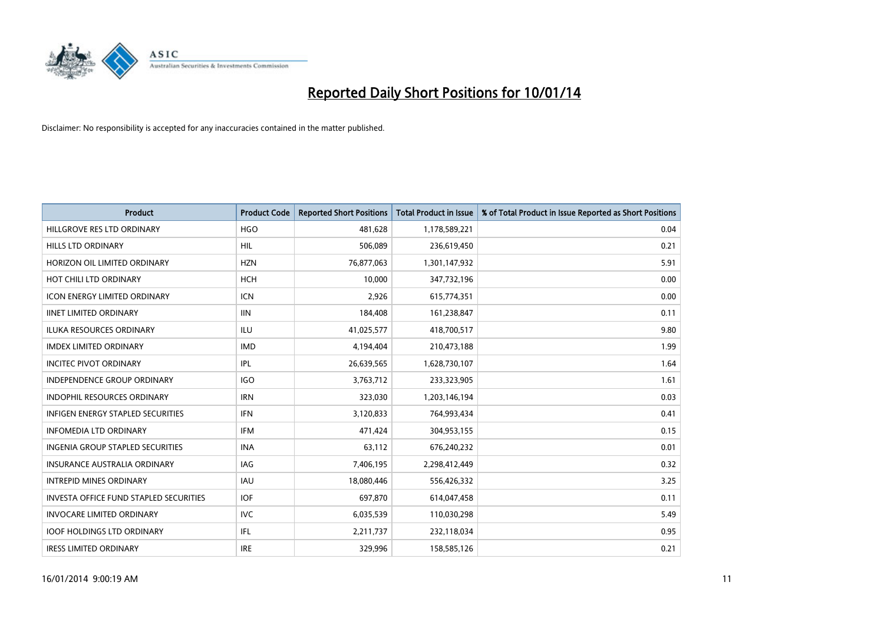# Reported Daily Short Positions for 10/01/14

Disclaimer: No responsibility is accepted for any inaccuracies contained in the matter published.

| Product | Product Code | Reported Short Positions | Total Product in Issue | % of Total Product in Issue Reported as Short Positions |
|---|---|---|---|---|
| HILLGROVE RES LTD ORDINARY | HGO | 481,628 | 1,178,589,221 | 0.04 |
| HILLS LTD ORDINARY | HIL | 506,089 | 236,619,450 | 0.21 |
| HORIZON OIL LIMITED ORDINARY | HZN | 76,877,063 | 1,301,147,932 | 5.91 |
| HOT CHILI LTD ORDINARY | HCH | 10,000 | 347,732,196 | 0.00 |
| ICON ENERGY LIMITED ORDINARY | ICN | 2,926 | 615,774,351 | 0.00 |
| IINET LIMITED ORDINARY | IIN | 184,408 | 161,238,847 | 0.11 |
| ILUKA RESOURCES ORDINARY | ILU | 41,025,577 | 418,700,517 | 9.80 |
| IMDEX LIMITED ORDINARY | IMD | 4,194,404 | 210,473,188 | 1.99 |
| INCITEC PIVOT ORDINARY | IPL | 26,639,565 | 1,628,730,107 | 1.64 |
| INDEPENDENCE GROUP ORDINARY | IGO | 3,763,712 | 233,323,905 | 1.61 |
| INDOPHIL RESOURCES ORDINARY | IRN | 323,030 | 1,203,146,194 | 0.03 |
| INFIGEN ENERGY STAPLED SECURITIES | IFN | 3,120,833 | 764,993,434 | 0.41 |
| INFOMEDIA LTD ORDINARY | IFM | 471,424 | 304,953,155 | 0.15 |
| INGENIA GROUP STAPLED SECURITIES | INA | 63,112 | 676,240,232 | 0.01 |
| INSURANCE AUSTRALIA ORDINARY | IAG | 7,406,195 | 2,298,412,449 | 0.32 |
| INTREPID MINES ORDINARY | IAU | 18,080,446 | 556,426,332 | 3.25 |
| INVESTA OFFICE FUND STAPLED SECURITIES | IOF | 697,870 | 614,047,458 | 0.11 |
| INVOCARE LIMITED ORDINARY | IVC | 6,035,539 | 110,030,298 | 5.49 |
| IOOF HOLDINGS LTD ORDINARY | IFL | 2,211,737 | 232,118,034 | 0.95 |
| IRESS LIMITED ORDINARY | IRE | 329,996 | 158,585,126 | 0.21 |

16/01/2014 9:00:19 AM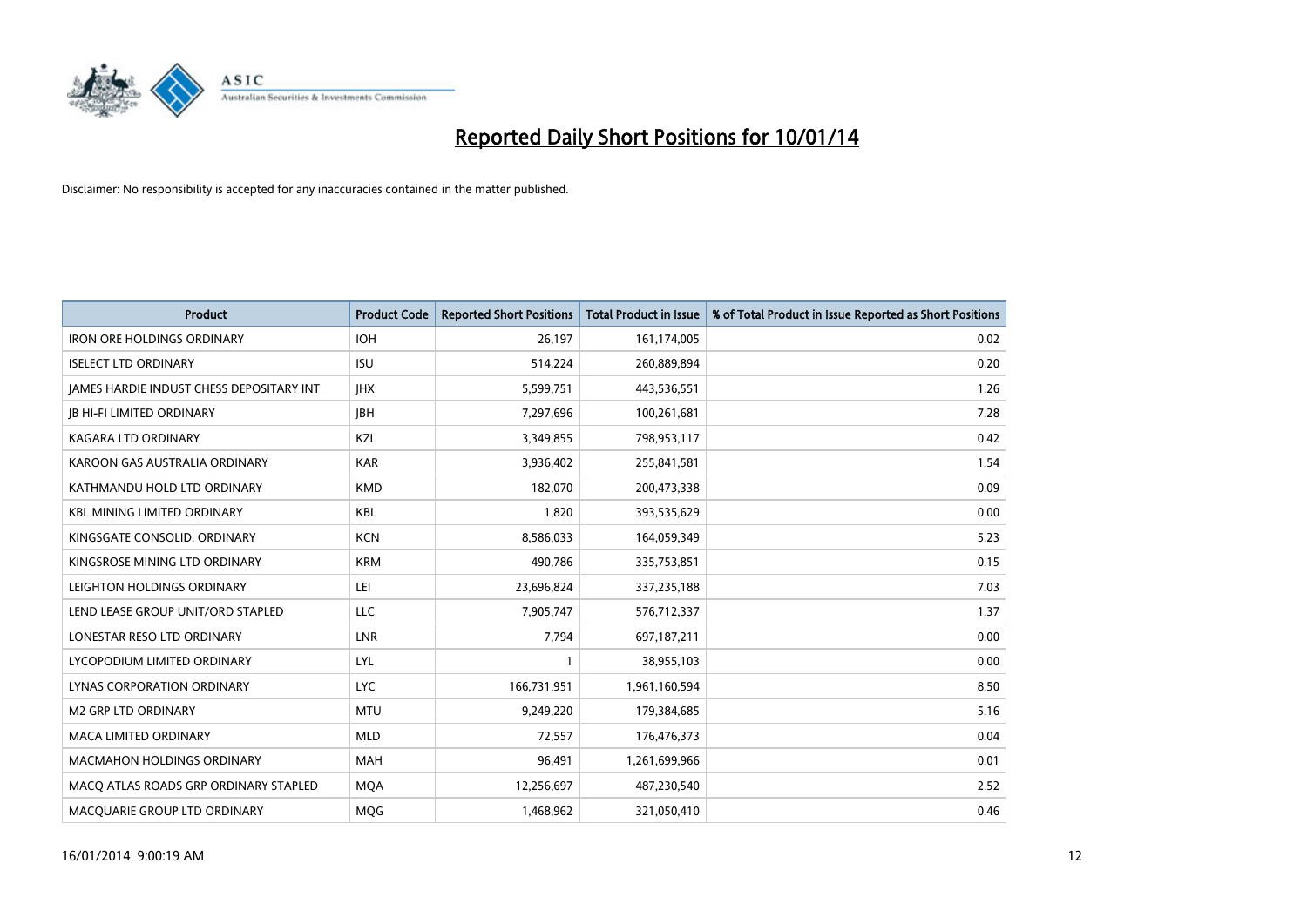# Reported Daily Short Positions for 10/01/14

Disclaimer: No responsibility is accepted for any inaccuracies contained in the matter published.

| Product | Product Code | Reported Short Positions | Total Product in Issue | % of Total Product in Issue Reported as Short Positions |
|---|---|---|---|---|
| IRON ORE HOLDINGS ORDINARY | IOH | 26,197 | 161,174,005 | 0.02 |
| ISELECT LTD ORDINARY | ISU | 514,224 | 260,889,894 | 0.20 |
| JAMES HARDIE INDUST CHESS DEPOSITARY INT | JHX | 5,599,751 | 443,536,551 | 1.26 |
| JB HI-FI LIMITED ORDINARY | JBH | 7,297,696 | 100,261,681 | 7.28 |
| KAGARA LTD ORDINARY | KZL | 3,349,855 | 798,953,117 | 0.42 |
| KAROON GAS AUSTRALIA ORDINARY | KAR | 3,936,402 | 255,841,581 | 1.54 |
| KATHMANDU HOLD LTD ORDINARY | KMD | 182,070 | 200,473,338 | 0.09 |
| KBL MINING LIMITED ORDINARY | KBL | 1,820 | 393,535,629 | 0.00 |
| KINGSGATE CONSOLID. ORDINARY | KCN | 8,586,033 | 164,059,349 | 5.23 |
| KINGSROSE MINING LTD ORDINARY | KRM | 490,786 | 335,753,851 | 0.15 |
| LEIGHTON HOLDINGS ORDINARY | LEI | 23,696,824 | 337,235,188 | 7.03 |
| LEND LEASE GROUP UNIT/ORD STAPLED | LLC | 7,905,747 | 576,712,337 | 1.37 |
| LONESTAR RESO LTD ORDINARY | LNR | 7,794 | 697,187,211 | 0.00 |
| LYCOPODIUM LIMITED ORDINARY | LYL | 1 | 38,955,103 | 0.00 |
| LYNAS CORPORATION ORDINARY | LYC | 166,731,951 | 1,961,160,594 | 8.50 |
| M2 GRP LTD ORDINARY | MTU | 9,249,220 | 179,384,685 | 5.16 |
| MACA LIMITED ORDINARY | MLD | 72,557 | 176,476,373 | 0.04 |
| MACMAHON HOLDINGS ORDINARY | MAH | 96,491 | 1,261,699,966 | 0.01 |
| MACQ ATLAS ROADS GRP ORDINARY STAPLED | MQA | 12,256,697 | 487,230,540 | 2.52 |
| MACQUARIE GROUP LTD ORDINARY | MQG | 1,468,962 | 321,050,410 | 0.46 |

16/01/2014 9:00:19 AM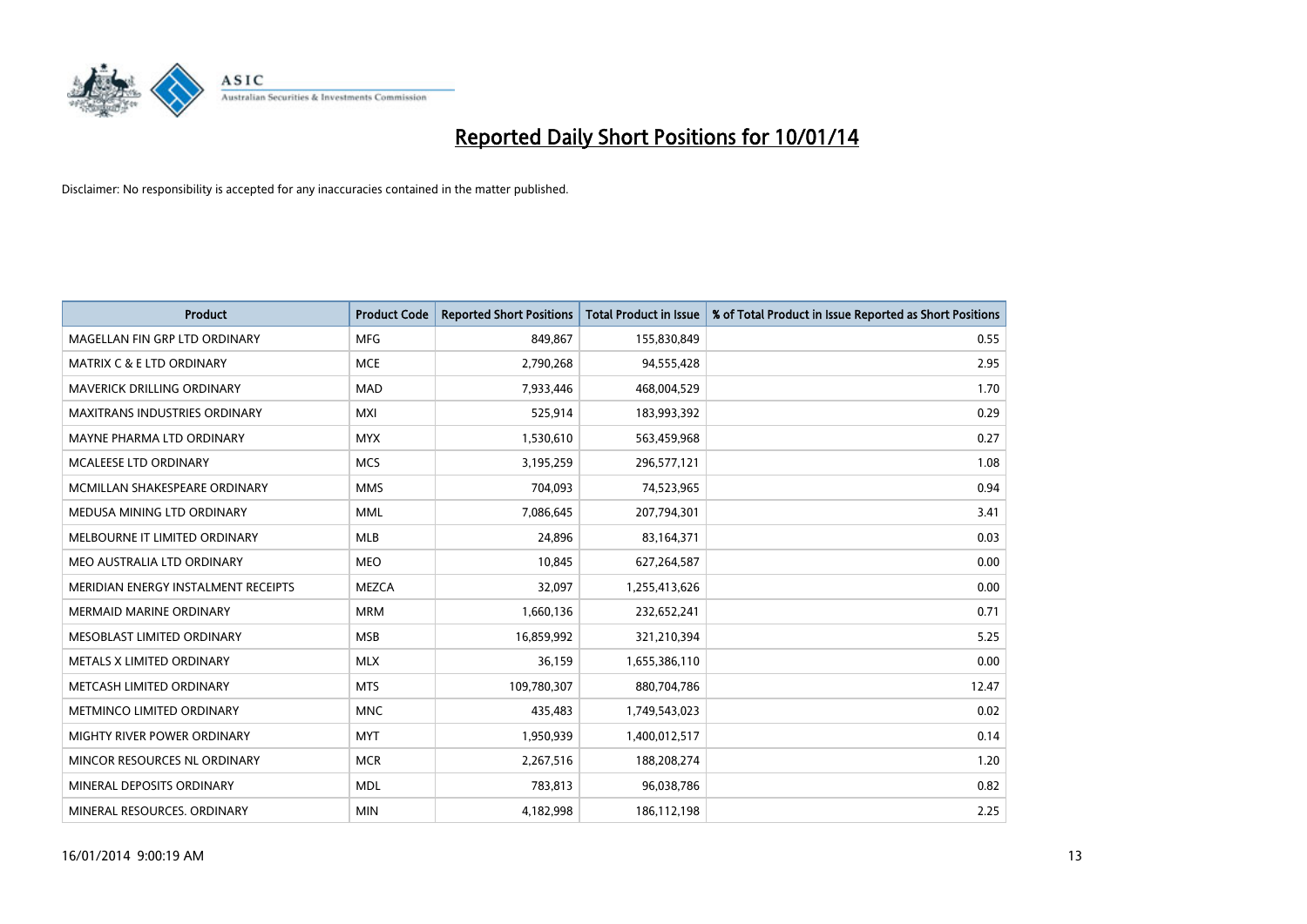# Reported Daily Short Positions for 10/01/14

Disclaimer: No responsibility is accepted for any inaccuracies contained in the matter published.

| Product | Product Code | Reported Short Positions | Total Product in Issue | % of Total Product in Issue Reported as Short Positions |
|---|---|---|---|---|
| MAGELLAN FIN GRP LTD ORDINARY | MFG | 849,867 | 155,830,849 | 0.55 |
| MATRIX C & E LTD ORDINARY | MCE | 2,790,268 | 94,555,428 | 2.95 |
| MAVERICK DRILLING ORDINARY | MAD | 7,933,446 | 468,004,529 | 1.70 |
| MAXITRANS INDUSTRIES ORDINARY | MXI | 525,914 | 183,993,392 | 0.29 |
| MAYNE PHARMA LTD ORDINARY | MYX | 1,530,610 | 563,459,968 | 0.27 |
| MCALEESE LTD ORDINARY | MCS | 3,195,259 | 296,577,121 | 1.08 |
| MCMILLAN SHAKESPEARE ORDINARY | MMS | 704,093 | 74,523,965 | 0.94 |
| MEDUSA MINING LTD ORDINARY | MML | 7,086,645 | 207,794,301 | 3.41 |
| MELBOURNE IT LIMITED ORDINARY | MLB | 24,896 | 83,164,371 | 0.03 |
| MEO AUSTRALIA LTD ORDINARY | MEO | 10,845 | 627,264,587 | 0.00 |
| MERIDIAN ENERGY INSTALMENT RECEIPTS | MEZCA | 32,097 | 1,255,413,626 | 0.00 |
| MERMAID MARINE ORDINARY | MRM | 1,660,136 | 232,652,241 | 0.71 |
| MESOBLAST LIMITED ORDINARY | MSB | 16,859,992 | 321,210,394 | 5.25 |
| METALS X LIMITED ORDINARY | MLX | 36,159 | 1,655,386,110 | 0.00 |
| METCASH LIMITED ORDINARY | MTS | 109,780,307 | 880,704,786 | 12.47 |
| METMINCO LIMITED ORDINARY | MNC | 435,483 | 1,749,543,023 | 0.02 |
| MIGHTY RIVER POWER ORDINARY | MYT | 1,950,939 | 1,400,012,517 | 0.14 |
| MINCOR RESOURCES NL ORDINARY | MCR | 2,267,516 | 188,208,274 | 1.20 |
| MINERAL DEPOSITS ORDINARY | MDL | 783,813 | 96,038,786 | 0.82 |
| MINERAL RESOURCES. ORDINARY | MIN | 4,182,998 | 186,112,198 | 2.25 |

16/01/2014 9:00:19 AM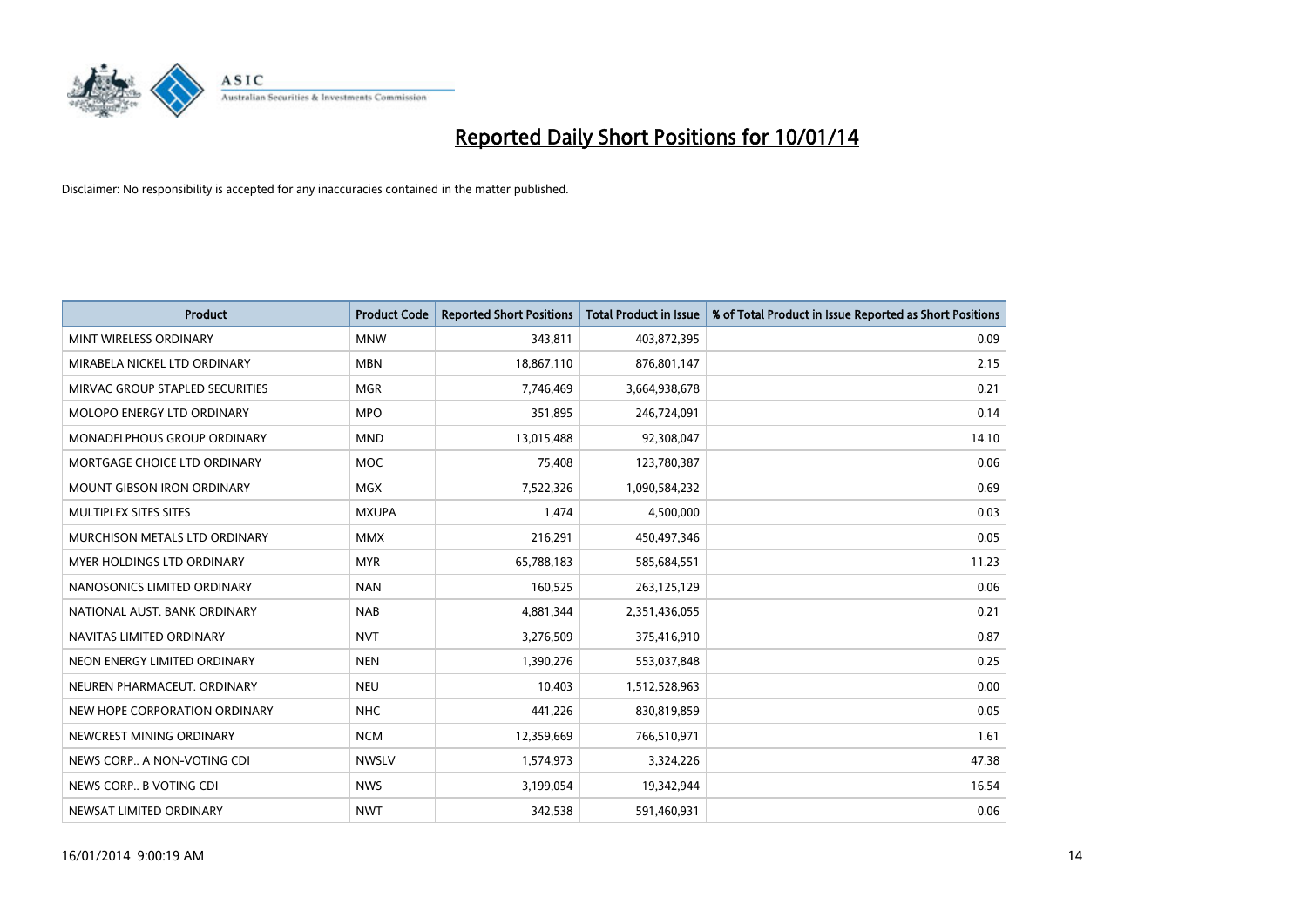# Reported Daily Short Positions for 10/01/14

Disclaimer: No responsibility is accepted for any inaccuracies contained in the matter published.

| Product | Product Code | Reported Short Positions | Total Product in Issue | % of Total Product in Issue Reported as Short Positions |
|---|---|---|---|---|
| MINT WIRELESS ORDINARY | MNW | 343,811 | 403,872,395 | 0.09 |
| MIRABELA NICKEL LTD ORDINARY | MBN | 18,867,110 | 876,801,147 | 2.15 |
| MIRVAC GROUP STAPLED SECURITIES | MGR | 7,746,469 | 3,664,938,678 | 0.21 |
| MOLOPO ENERGY LTD ORDINARY | MPO | 351,895 | 246,724,091 | 0.14 |
| MONADELPHOUS GROUP ORDINARY | MND | 13,015,488 | 92,308,047 | 14.10 |
| MORTGAGE CHOICE LTD ORDINARY | MOC | 75,408 | 123,780,387 | 0.06 |
| MOUNT GIBSON IRON ORDINARY | MGX | 7,522,326 | 1,090,584,232 | 0.69 |
| MULTIPLEX SITES SITES | MXUPA | 1,474 | 4,500,000 | 0.03 |
| MURCHISON METALS LTD ORDINARY | MMX | 216,291 | 450,497,346 | 0.05 |
| MYER HOLDINGS LTD ORDINARY | MYR | 65,788,183 | 585,684,551 | 11.23 |
| NANOSONICS LIMITED ORDINARY | NAN | 160,525 | 263,125,129 | 0.06 |
| NATIONAL AUST. BANK ORDINARY | NAB | 4,881,344 | 2,351,436,055 | 0.21 |
| NAVITAS LIMITED ORDINARY | NVT | 3,276,509 | 375,416,910 | 0.87 |
| NEON ENERGY LIMITED ORDINARY | NEN | 1,390,276 | 553,037,848 | 0.25 |
| NEUREN PHARMACEUT. ORDINARY | NEU | 10,403 | 1,512,528,963 | 0.00 |
| NEW HOPE CORPORATION ORDINARY | NHC | 441,226 | 830,819,859 | 0.05 |
| NEWCREST MINING ORDINARY | NCM | 12,359,669 | 766,510,971 | 1.61 |
| NEWS CORP.. A NON-VOTING CDI | NWSLV | 1,574,973 | 3,324,226 | 47.38 |
| NEWS CORP.. B VOTING CDI | NWS | 3,199,054 | 19,342,944 | 16.54 |
| NEWSAT LIMITED ORDINARY | NWT | 342,538 | 591,460,931 | 0.06 |

16/01/2014 9:00:19 AM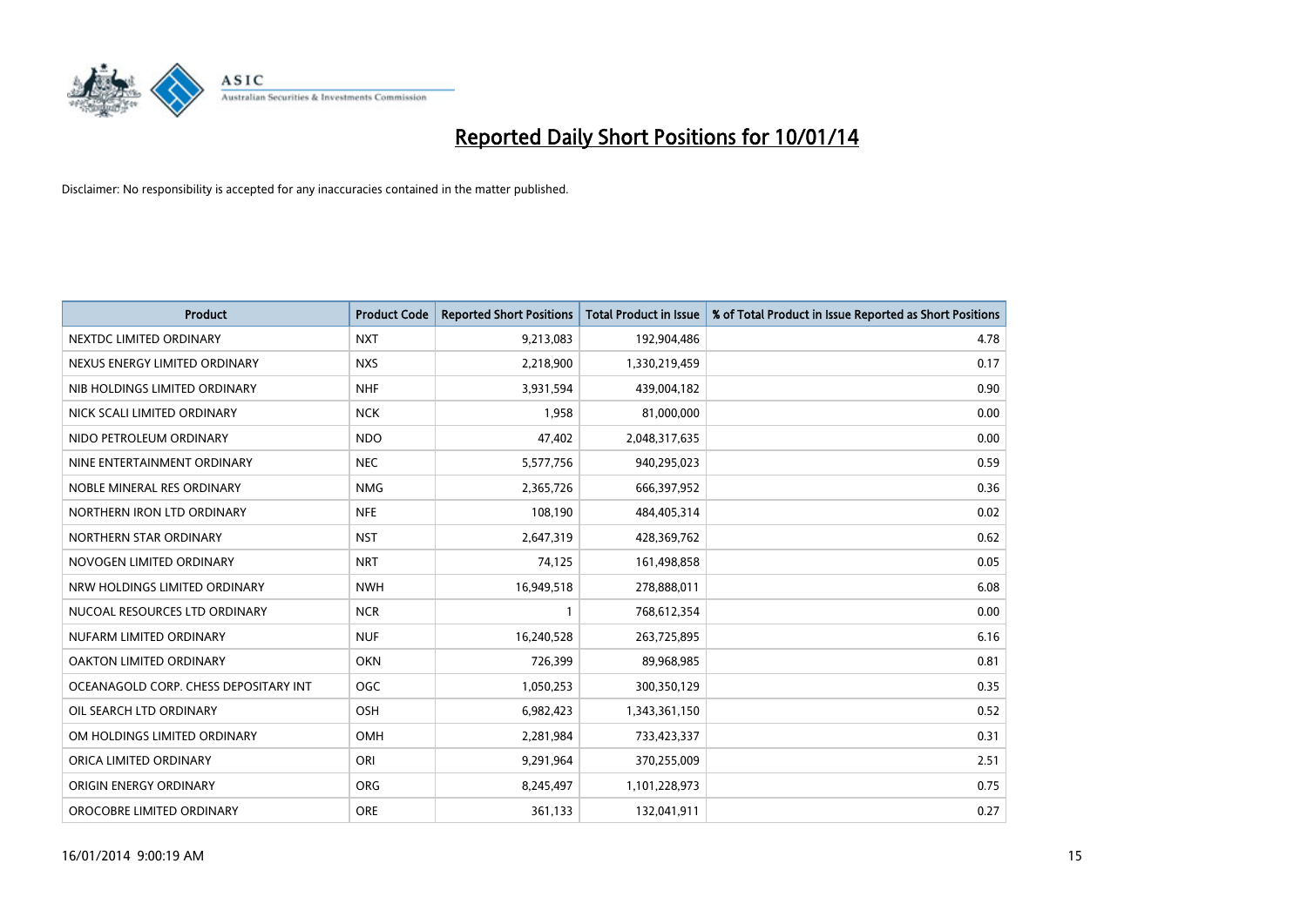# Reported Daily Short Positions for 10/01/14

Disclaimer: No responsibility is accepted for any inaccuracies contained in the matter published.

| Product | Product Code | Reported Short Positions | Total Product in Issue | % of Total Product in Issue Reported as Short Positions |
| --- | --- | --- | --- | --- |
| NEXTDC LIMITED ORDINARY | NXT | 9,213,083 | 192,904,486 | 4.78 |
| NEXUS ENERGY LIMITED ORDINARY | NXS | 2,218,900 | 1,330,219,459 | 0.17 |
| NIB HOLDINGS LIMITED ORDINARY | NHF | 3,931,594 | 439,004,182 | 0.90 |
| NICK SCALI LIMITED ORDINARY | NCK | 1,958 | 81,000,000 | 0.00 |
| NIDO PETROLEUM ORDINARY | NDO | 47,402 | 2,048,317,635 | 0.00 |
| NINE ENTERTAINMENT ORDINARY | NEC | 5,577,756 | 940,295,023 | 0.59 |
| NOBLE MINERAL RES ORDINARY | NMG | 2,365,726 | 666,397,952 | 0.36 |
| NORTHERN IRON LTD ORDINARY | NFE | 108,190 | 484,405,314 | 0.02 |
| NORTHERN STAR ORDINARY | NST | 2,647,319 | 428,369,762 | 0.62 |
| NOVOGEN LIMITED ORDINARY | NRT | 74,125 | 161,498,858 | 0.05 |
| NRW HOLDINGS LIMITED ORDINARY | NWH | 16,949,518 | 278,888,011 | 6.08 |
| NUCOAL RESOURCES LTD ORDINARY | NCR | 1 | 768,612,354 | 0.00 |
| NUFARM LIMITED ORDINARY | NUF | 16,240,528 | 263,725,895 | 6.16 |
| OAKTON LIMITED ORDINARY | OKN | 726,399 | 89,968,985 | 0.81 |
| OCEANAGOLD CORP. CHESS DEPOSITARY INT | OGC | 1,050,253 | 300,350,129 | 0.35 |
| OIL SEARCH LTD ORDINARY | OSH | 6,982,423 | 1,343,361,150 | 0.52 |
| OM HOLDINGS LIMITED ORDINARY | OMH | 2,281,984 | 733,423,337 | 0.31 |
| ORICA LIMITED ORDINARY | ORI | 9,291,964 | 370,255,009 | 2.51 |
| ORIGIN ENERGY ORDINARY | ORG | 8,245,497 | 1,101,228,973 | 0.75 |
| OROCOBRE LIMITED ORDINARY | ORE | 361,133 | 132,041,911 | 0.27 |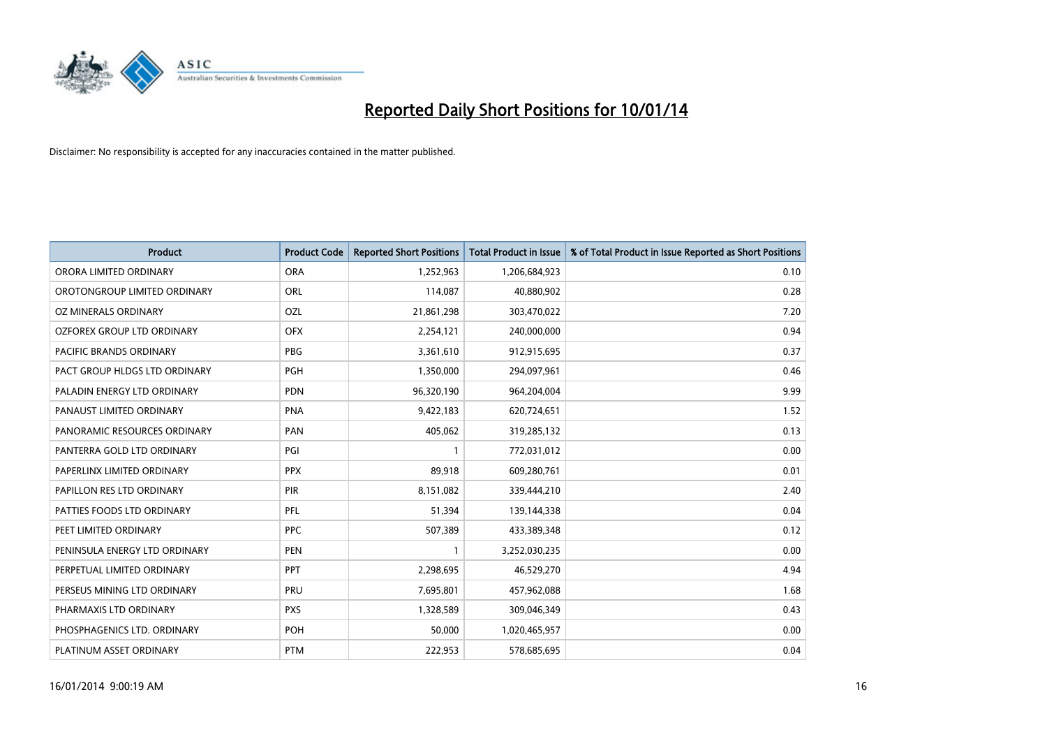# Reported Daily Short Positions for 10/01/14

Disclaimer: No responsibility is accepted for any inaccuracies contained in the matter published.

| Product | Product Code | Reported Short Positions | Total Product in Issue | % of Total Product in Issue Reported as Short Positions |
|---|---|---|---|---|
| ORORA LIMITED ORDINARY | ORA | 1,252,963 | 1,206,684,923 | 0.10 |
| OROTONGROUP LIMITED ORDINARY | ORL | 114,087 | 40,880,902 | 0.28 |
| OZ MINERALS ORDINARY | OZL | 21,861,298 | 303,470,022 | 7.20 |
| OZFOREX GROUP LTD ORDINARY | OFX | 2,254,121 | 240,000,000 | 0.94 |
| PACIFIC BRANDS ORDINARY | PBG | 3,361,610 | 912,915,695 | 0.37 |
| PACT GROUP HLDGS LTD ORDINARY | PGH | 1,350,000 | 294,097,961 | 0.46 |
| PALADIN ENERGY LTD ORDINARY | PDN | 96,320,190 | 964,204,004 | 9.99 |
| PANAUST LIMITED ORDINARY | PNA | 9,422,183 | 620,724,651 | 1.52 |
| PANORAMIC RESOURCES ORDINARY | PAN | 405,062 | 319,285,132 | 0.13 |
| PANTERRA GOLD LTD ORDINARY | PGI | 1 | 772,031,012 | 0.00 |
| PAPERLINX LIMITED ORDINARY | PPX | 89,918 | 609,280,761 | 0.01 |
| PAPILLON RES LTD ORDINARY | PIR | 8,151,082 | 339,444,210 | 2.40 |
| PATTIES FOODS LTD ORDINARY | PFL | 51,394 | 139,144,338 | 0.04 |
| PEET LIMITED ORDINARY | PPC | 507,389 | 433,389,348 | 0.12 |
| PENINSULA ENERGY LTD ORDINARY | PEN | 1 | 3,252,030,235 | 0.00 |
| PERPETUAL LIMITED ORDINARY | PPT | 2,298,695 | 46,529,270 | 4.94 |
| PERSEUS MINING LTD ORDINARY | PRU | 7,695,801 | 457,962,088 | 1.68 |
| PHARMAXIS LTD ORDINARY | PXS | 1,328,589 | 309,046,349 | 0.43 |
| PHOSPHAGENICS LTD. ORDINARY | POH | 50,000 | 1,020,465,957 | 0.00 |
| PLATINUM ASSET ORDINARY | PTM | 222,953 | 578,685,695 | 0.04 |

16/01/2014 9:00:19 AM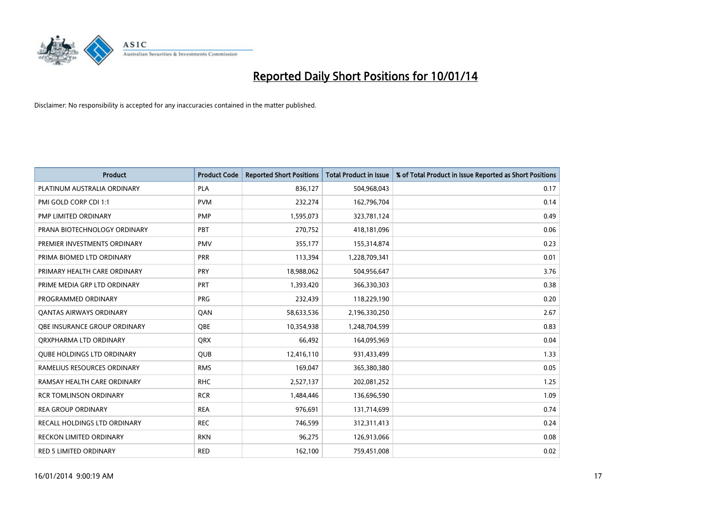# Reported Daily Short Positions for 10/01/14

Disclaimer: No responsibility is accepted for any inaccuracies contained in the matter published.

| Product | Product Code | Reported Short Positions | Total Product in Issue | % of Total Product in Issue Reported as Short Positions |
|---|---|---|---|---|
| PLATINUM AUSTRALIA ORDINARY | PLA | 836,127 | 504,968,043 | 0.17 |
| PMI GOLD CORP CDI 1:1 | PVM | 232,274 | 162,796,704 | 0.14 |
| PMP LIMITED ORDINARY | PMP | 1,595,073 | 323,781,124 | 0.49 |
| PRANA BIOTECHNOLOGY ORDINARY | PBT | 270,752 | 418,181,096 | 0.06 |
| PREMIER INVESTMENTS ORDINARY | PMV | 355,177 | 155,314,874 | 0.23 |
| PRIMA BIOMED LTD ORDINARY | PRR | 113,394 | 1,228,709,341 | 0.01 |
| PRIMARY HEALTH CARE ORDINARY | PRY | 18,988,062 | 504,956,647 | 3.76 |
| PRIME MEDIA GRP LTD ORDINARY | PRT | 1,393,420 | 366,330,303 | 0.38 |
| PROGRAMMED ORDINARY | PRG | 232,439 | 118,229,190 | 0.20 |
| QANTAS AIRWAYS ORDINARY | QAN | 58,633,536 | 2,196,330,250 | 2.67 |
| QBE INSURANCE GROUP ORDINARY | QBE | 10,354,938 | 1,248,704,599 | 0.83 |
| QRXPHARMA LTD ORDINARY | QRX | 66,492 | 164,095,969 | 0.04 |
| QUBE HOLDINGS LTD ORDINARY | QUB | 12,416,110 | 931,433,499 | 1.33 |
| RAMELIUS RESOURCES ORDINARY | RMS | 169,047 | 365,380,380 | 0.05 |
| RAMSAY HEALTH CARE ORDINARY | RHC | 2,527,137 | 202,081,252 | 1.25 |
| RCR TOMLINSON ORDINARY | RCR | 1,484,446 | 136,696,590 | 1.09 |
| REA GROUP ORDINARY | REA | 976,691 | 131,714,699 | 0.74 |
| RECALL HOLDINGS LTD ORDINARY | REC | 746,599 | 312,311,413 | 0.24 |
| RECKON LIMITED ORDINARY | RKN | 96,275 | 126,913,066 | 0.08 |
| RED 5 LIMITED ORDINARY | RED | 162,100 | 759,451,008 | 0.02 |

16/01/2014 9:00:19 AM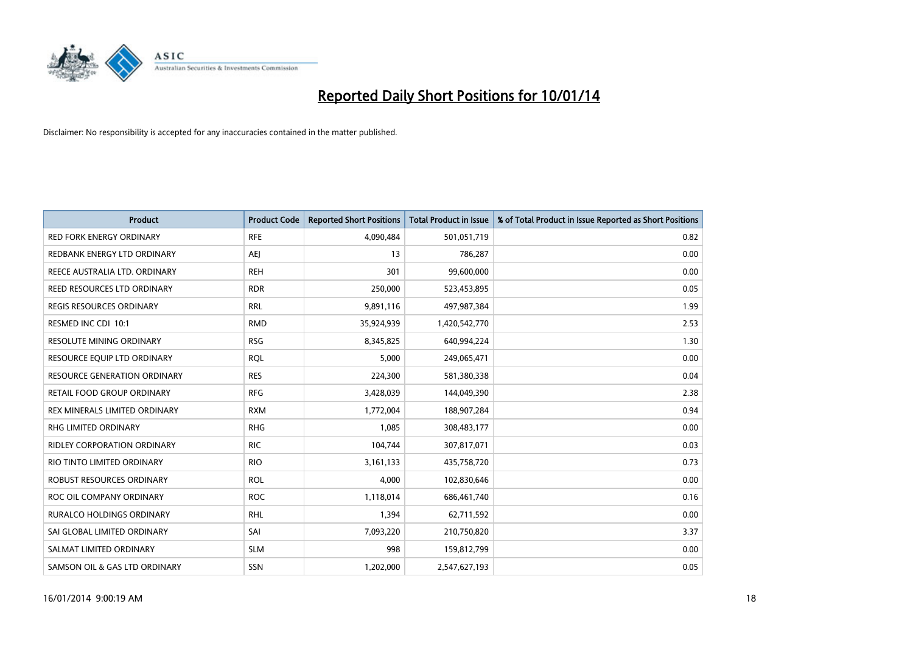# Reported Daily Short Positions for 10/01/14

Disclaimer: No responsibility is accepted for any inaccuracies contained in the matter published.

| Product | Product Code | Reported Short Positions | Total Product in Issue | % of Total Product in Issue Reported as Short Positions |
|---|---|---|---|---|
| RED FORK ENERGY ORDINARY | RFE | 4,090,484 | 501,051,719 | 0.82 |
| REDBANK ENERGY LTD ORDINARY | AEJ | 13 | 786,287 | 0.00 |
| REECE AUSTRALIA LTD. ORDINARY | REH | 301 | 99,600,000 | 0.00 |
| REED RESOURCES LTD ORDINARY | RDR | 250,000 | 523,453,895 | 0.05 |
| REGIS RESOURCES ORDINARY | RRL | 9,891,116 | 497,987,384 | 1.99 |
| RESMED INC CDI 10:1 | RMD | 35,924,939 | 1,420,542,770 | 2.53 |
| RESOLUTE MINING ORDINARY | RSG | 8,345,825 | 640,994,224 | 1.30 |
| RESOURCE EQUIP LTD ORDINARY | RQL | 5,000 | 249,065,471 | 0.00 |
| RESOURCE GENERATION ORDINARY | RES | 224,300 | 581,380,338 | 0.04 |
| RETAIL FOOD GROUP ORDINARY | RFG | 3,428,039 | 144,049,390 | 2.38 |
| REX MINERALS LIMITED ORDINARY | RXM | 1,772,004 | 188,907,284 | 0.94 |
| RHG LIMITED ORDINARY | RHG | 1,085 | 308,483,177 | 0.00 |
| RIDLEY CORPORATION ORDINARY | RIC | 104,744 | 307,817,071 | 0.03 |
| RIO TINTO LIMITED ORDINARY | RIO | 3,161,133 | 435,758,720 | 0.73 |
| ROBUST RESOURCES ORDINARY | ROL | 4,000 | 102,830,646 | 0.00 |
| ROC OIL COMPANY ORDINARY | ROC | 1,118,014 | 686,461,740 | 0.16 |
| RURALCO HOLDINGS ORDINARY | RHL | 1,394 | 62,711,592 | 0.00 |
| SAI GLOBAL LIMITED ORDINARY | SAI | 7,093,220 | 210,750,820 | 3.37 |
| SALMAT LIMITED ORDINARY | SLM | 998 | 159,812,799 | 0.00 |
| SAMSON OIL & GAS LTD ORDINARY | SSN | 1,202,000 | 2,547,627,193 | 0.05 |

16/01/2014 9:00:19 AM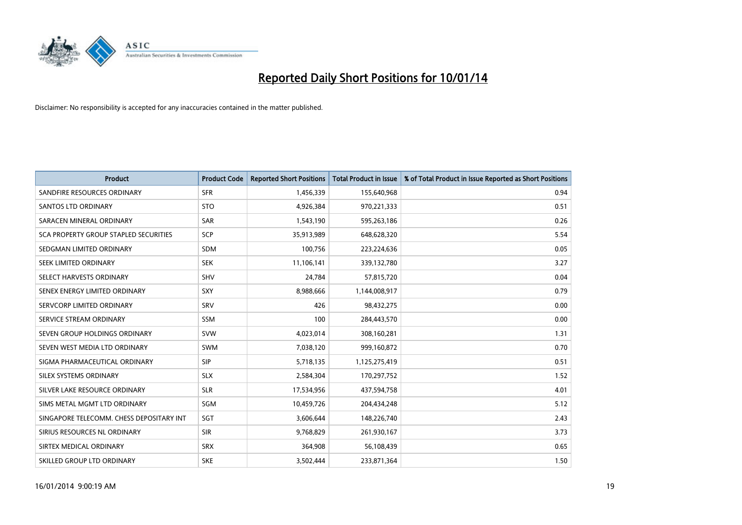# Reported Daily Short Positions for 10/01/14

Disclaimer: No responsibility is accepted for any inaccuracies contained in the matter published.

| Product | Product Code | Reported Short Positions | Total Product in Issue | % of Total Product in Issue Reported as Short Positions |
|---|---|---|---|---|
| SANDFIRE RESOURCES ORDINARY | SFR | 1,456,339 | 155,640,968 | 0.94 |
| SANTOS LTD ORDINARY | STO | 4,926,384 | 970,221,333 | 0.51 |
| SARACEN MINERAL ORDINARY | SAR | 1,543,190 | 595,263,186 | 0.26 |
| SCA PROPERTY GROUP STAPLED SECURITIES | SCP | 35,913,989 | 648,628,320 | 5.54 |
| SEDGMAN LIMITED ORDINARY | SDM | 100,756 | 223,224,636 | 0.05 |
| SEEK LIMITED ORDINARY | SEK | 11,106,141 | 339,132,780 | 3.27 |
| SELECT HARVESTS ORDINARY | SHV | 24,784 | 57,815,720 | 0.04 |
| SENEX ENERGY LIMITED ORDINARY | SXY | 8,988,666 | 1,144,008,917 | 0.79 |
| SERVCORP LIMITED ORDINARY | SRV | 426 | 98,432,275 | 0.00 |
| SERVICE STREAM ORDINARY | SSM | 100 | 284,443,570 | 0.00 |
| SEVEN GROUP HOLDINGS ORDINARY | SVW | 4,023,014 | 308,160,281 | 1.31 |
| SEVEN WEST MEDIA LTD ORDINARY | SWM | 7,038,120 | 999,160,872 | 0.70 |
| SIGMA PHARMACEUTICAL ORDINARY | SIP | 5,718,135 | 1,125,275,419 | 0.51 |
| SILEX SYSTEMS ORDINARY | SLX | 2,584,304 | 170,297,752 | 1.52 |
| SILVER LAKE RESOURCE ORDINARY | SLR | 17,534,956 | 437,594,758 | 4.01 |
| SIMS METAL MGMT LTD ORDINARY | SGM | 10,459,726 | 204,434,248 | 5.12 |
| SINGAPORE TELECOMM. CHESS DEPOSITARY INT | SGT | 3,606,644 | 148,226,740 | 2.43 |
| SIRIUS RESOURCES NL ORDINARY | SIR | 9,768,829 | 261,930,167 | 3.73 |
| SIRTEX MEDICAL ORDINARY | SRX | 364,908 | 56,108,439 | 0.65 |
| SKILLED GROUP LTD ORDINARY | SKE | 3,502,444 | 233,871,364 | 1.50 |

16/01/2014 9:00:19 AM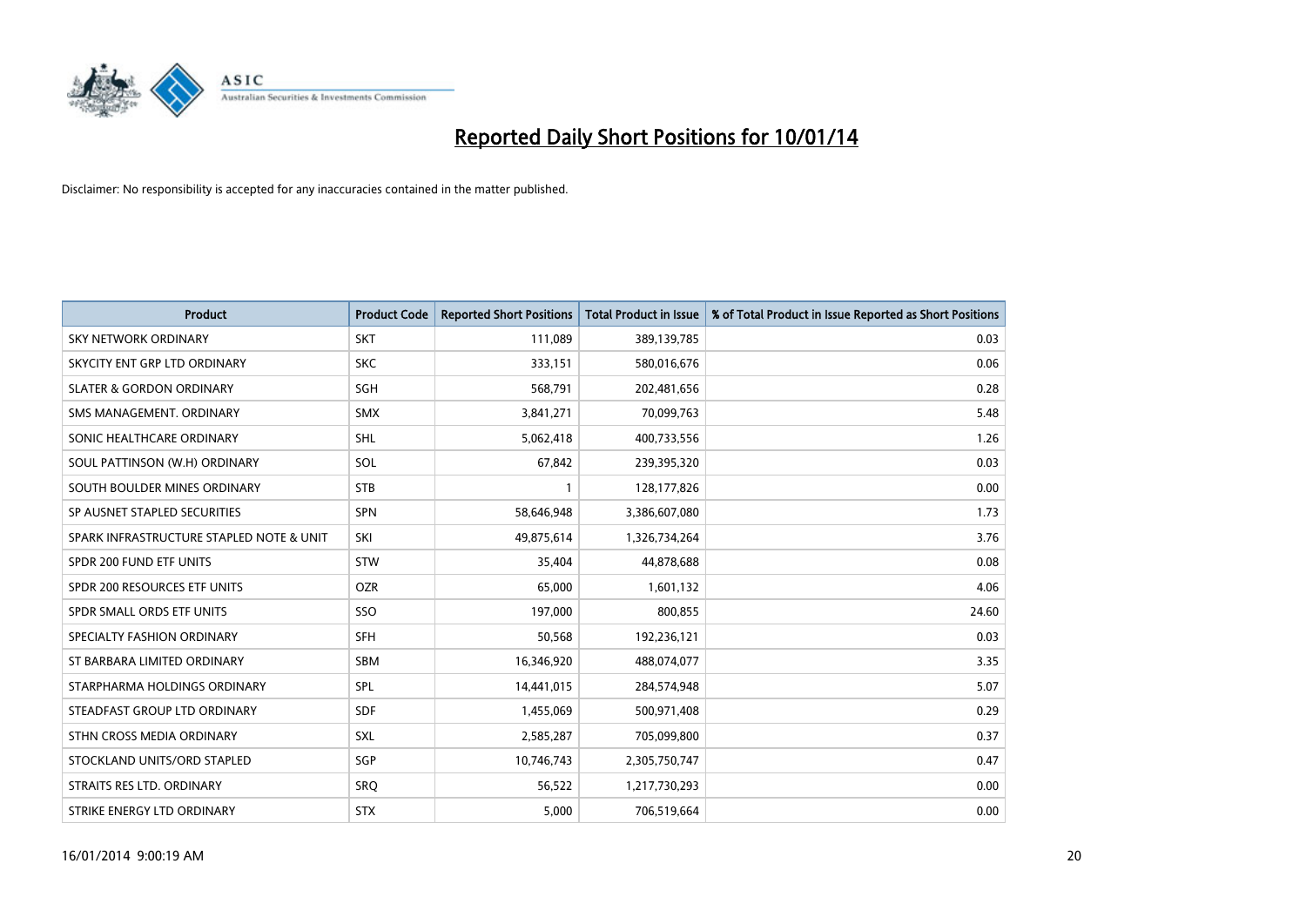# Reported Daily Short Positions for 10/01/14

Disclaimer: No responsibility is accepted for any inaccuracies contained in the matter published.

| Product | Product Code | Reported Short Positions | Total Product in Issue | % of Total Product in Issue Reported as Short Positions |
|---|---|---|---|---|
| SKY NETWORK ORDINARY | SKT | 111,089 | 389,139,785 | 0.03 |
| SKYCITY ENT GRP LTD ORDINARY | SKC | 333,151 | 580,016,676 | 0.06 |
| SLATER & GORDON ORDINARY | SGH | 568,791 | 202,481,656 | 0.28 |
| SMS MANAGEMENT. ORDINARY | SMX | 3,841,271 | 70,099,763 | 5.48 |
| SONIC HEALTHCARE ORDINARY | SHL | 5,062,418 | 400,733,556 | 1.26 |
| SOUL PATTINSON (W.H) ORDINARY | SOL | 67,842 | 239,395,320 | 0.03 |
| SOUTH BOULDER MINES ORDINARY | STB | 1 | 128,177,826 | 0.00 |
| SP AUSNET STAPLED SECURITIES | SPN | 58,646,948 | 3,386,607,080 | 1.73 |
| SPARK INFRASTRUCTURE STAPLED NOTE & UNIT | SKI | 49,875,614 | 1,326,734,264 | 3.76 |
| SPDR 200 FUND ETF UNITS | STW | 35,404 | 44,878,688 | 0.08 |
| SPDR 200 RESOURCES ETF UNITS | OZR | 65,000 | 1,601,132 | 4.06 |
| SPDR SMALL ORDS ETF UNITS | SSO | 197,000 | 800,855 | 24.60 |
| SPECIALTY FASHION ORDINARY | SFH | 50,568 | 192,236,121 | 0.03 |
| ST BARBARA LIMITED ORDINARY | SBM | 16,346,920 | 488,074,077 | 3.35 |
| STARPHARMA HOLDINGS ORDINARY | SPL | 14,441,015 | 284,574,948 | 5.07 |
| STEADFAST GROUP LTD ORDINARY | SDF | 1,455,069 | 500,971,408 | 0.29 |
| STHN CROSS MEDIA ORDINARY | SXL | 2,585,287 | 705,099,800 | 0.37 |
| STOCKLAND UNITS/ORD STAPLED | SGP | 10,746,743 | 2,305,750,747 | 0.47 |
| STRAITS RES LTD. ORDINARY | SRQ | 56,522 | 1,217,730,293 | 0.00 |
| STRIKE ENERGY LTD ORDINARY | STX | 5,000 | 706,519,664 | 0.00 |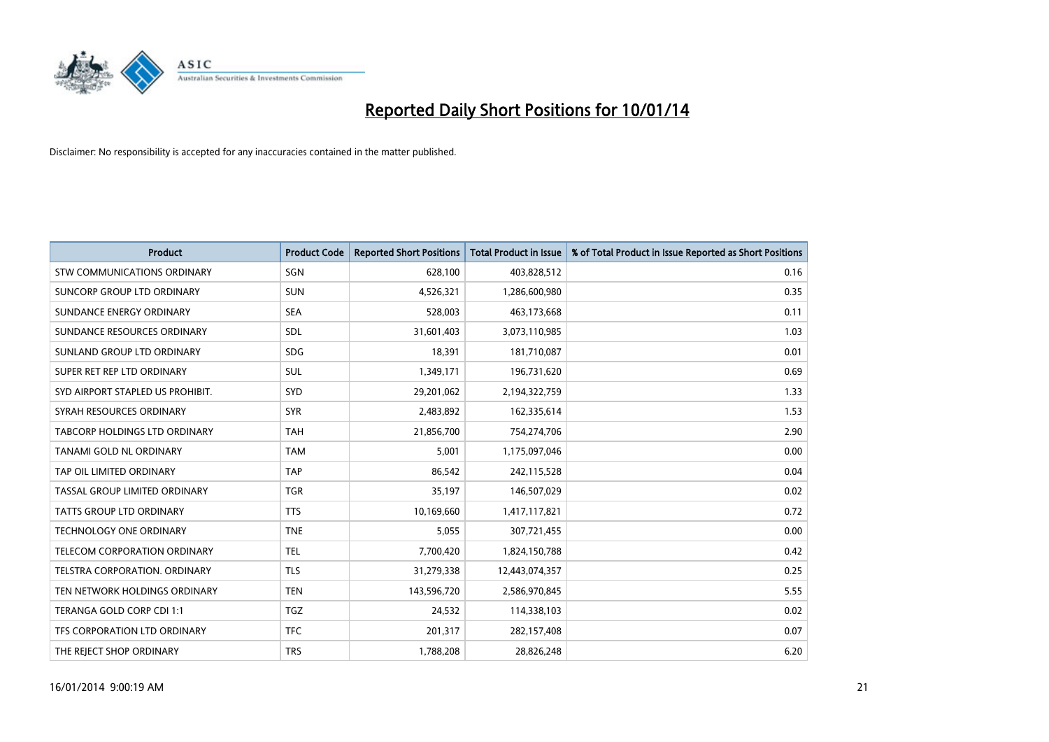# Reported Daily Short Positions for 10/01/14

Disclaimer: No responsibility is accepted for any inaccuracies contained in the matter published.

| Product | Product Code | Reported Short Positions | Total Product in Issue | % of Total Product in Issue Reported as Short Positions |
|---|---|---|---|---|
| STW COMMUNICATIONS ORDINARY | SGN | 628,100 | 403,828,512 | 0.16 |
| SUNCORP GROUP LTD ORDINARY | SUN | 4,526,321 | 1,286,600,980 | 0.35 |
| SUNDANCE ENERGY ORDINARY | SEA | 528,003 | 463,173,668 | 0.11 |
| SUNDANCE RESOURCES ORDINARY | SDL | 31,601,403 | 3,073,110,985 | 1.03 |
| SUNLAND GROUP LTD ORDINARY | SDG | 18,391 | 181,710,087 | 0.01 |
| SUPER RET REP LTD ORDINARY | SUL | 1,349,171 | 196,731,620 | 0.69 |
| SYD AIRPORT STAPLED US PROHIBIT. | SYD | 29,201,062 | 2,194,322,759 | 1.33 |
| SYRAH RESOURCES ORDINARY | SYR | 2,483,892 | 162,335,614 | 1.53 |
| TABCORP HOLDINGS LTD ORDINARY | TAH | 21,856,700 | 754,274,706 | 2.90 |
| TANAMI GOLD NL ORDINARY | TAM | 5,001 | 1,175,097,046 | 0.00 |
| TAP OIL LIMITED ORDINARY | TAP | 86,542 | 242,115,528 | 0.04 |
| TASSAL GROUP LIMITED ORDINARY | TGR | 35,197 | 146,507,029 | 0.02 |
| TATTS GROUP LTD ORDINARY | TTS | 10,169,660 | 1,417,117,821 | 0.72 |
| TECHNOLOGY ONE ORDINARY | TNE | 5,055 | 307,721,455 | 0.00 |
| TELECOM CORPORATION ORDINARY | TEL | 7,700,420 | 1,824,150,788 | 0.42 |
| TELSTRA CORPORATION. ORDINARY | TLS | 31,279,338 | 12,443,074,357 | 0.25 |
| TEN NETWORK HOLDINGS ORDINARY | TEN | 143,596,720 | 2,586,970,845 | 5.55 |
| TERANGA GOLD CORP CDI 1:1 | TGZ | 24,532 | 114,338,103 | 0.02 |
| TFS CORPORATION LTD ORDINARY | TFC | 201,317 | 282,157,408 | 0.07 |
| THE REJECT SHOP ORDINARY | TRS | 1,788,208 | 28,826,248 | 6.20 |

16/01/2014 9:00:19 AM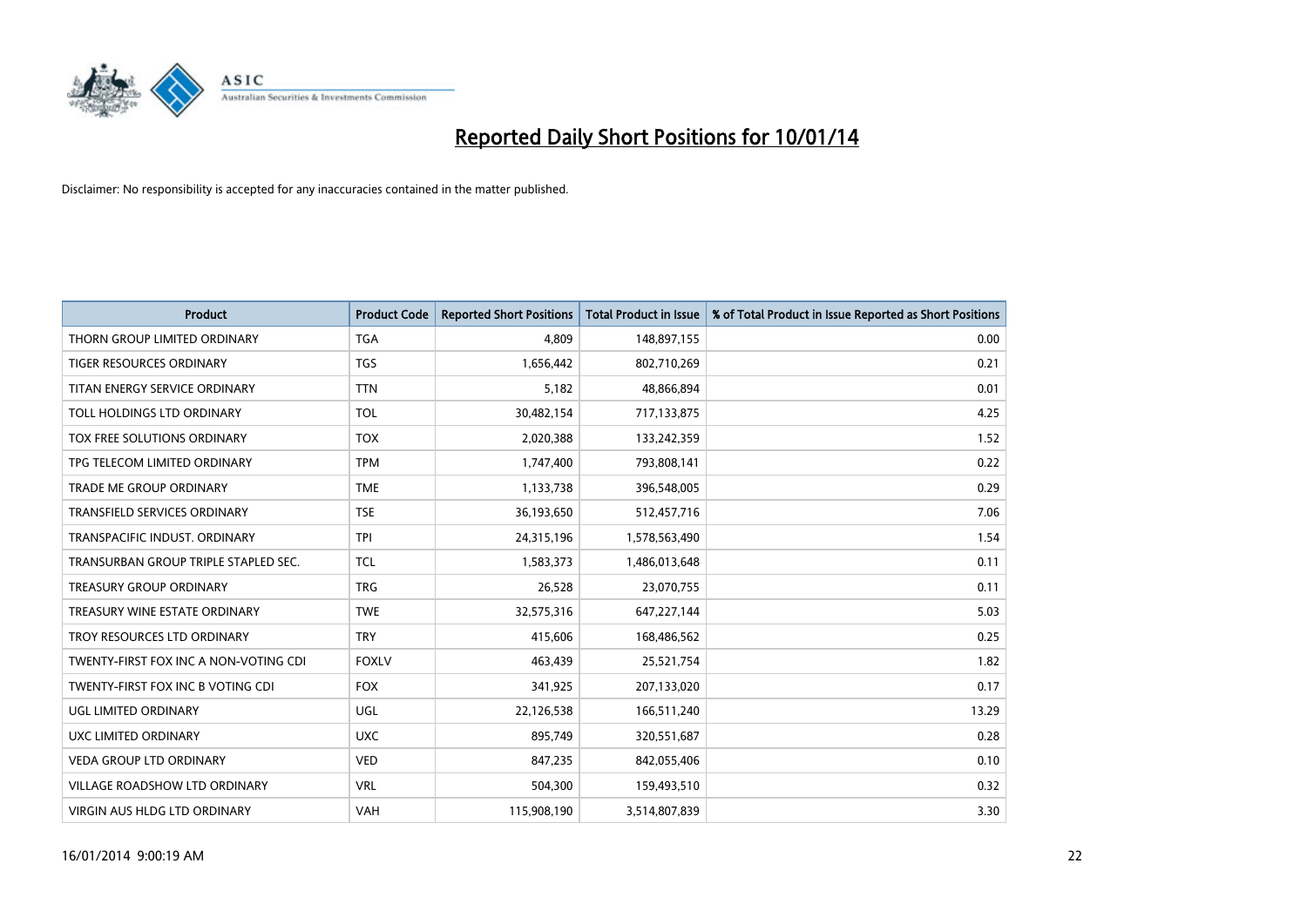# Reported Daily Short Positions for 10/01/14

Disclaimer: No responsibility is accepted for any inaccuracies contained in the matter published.

| Product | Product Code | Reported Short Positions | Total Product in Issue | % of Total Product in Issue Reported as Short Positions |
|---|---|---|---|---|
| THORN GROUP LIMITED ORDINARY | TGA | 4,809 | 148,897,155 | 0.00 |
| TIGER RESOURCES ORDINARY | TGS | 1,656,442 | 802,710,269 | 0.21 |
| TITAN ENERGY SERVICE ORDINARY | TTN | 5,182 | 48,866,894 | 0.01 |
| TOLL HOLDINGS LTD ORDINARY | TOL | 30,482,154 | 717,133,875 | 4.25 |
| TOX FREE SOLUTIONS ORDINARY | TOX | 2,020,388 | 133,242,359 | 1.52 |
| TPG TELECOM LIMITED ORDINARY | TPM | 1,747,400 | 793,808,141 | 0.22 |
| TRADE ME GROUP ORDINARY | TME | 1,133,738 | 396,548,005 | 0.29 |
| TRANSFIELD SERVICES ORDINARY | TSE | 36,193,650 | 512,457,716 | 7.06 |
| TRANSPACIFIC INDUST. ORDINARY | TPI | 24,315,196 | 1,578,563,490 | 1.54 |
| TRANSURBAN GROUP TRIPLE STAPLED SEC. | TCL | 1,583,373 | 1,486,013,648 | 0.11 |
| TREASURY GROUP ORDINARY | TRG | 26,528 | 23,070,755 | 0.11 |
| TREASURY WINE ESTATE ORDINARY | TWE | 32,575,316 | 647,227,144 | 5.03 |
| TROY RESOURCES LTD ORDINARY | TRY | 415,606 | 168,486,562 | 0.25 |
| TWENTY-FIRST FOX INC A NON-VOTING CDI | FOXLV | 463,439 | 25,521,754 | 1.82 |
| TWENTY-FIRST FOX INC B VOTING CDI | FOX | 341,925 | 207,133,020 | 0.17 |
| UGL LIMITED ORDINARY | UGL | 22,126,538 | 166,511,240 | 13.29 |
| UXC LIMITED ORDINARY | UXC | 895,749 | 320,551,687 | 0.28 |
| VEDA GROUP LTD ORDINARY | VED | 847,235 | 842,055,406 | 0.10 |
| VILLAGE ROADSHOW LTD ORDINARY | VRL | 504,300 | 159,493,510 | 0.32 |
| VIRGIN AUS HLDG LTD ORDINARY | VAH | 115,908,190 | 3,514,807,839 | 3.30 |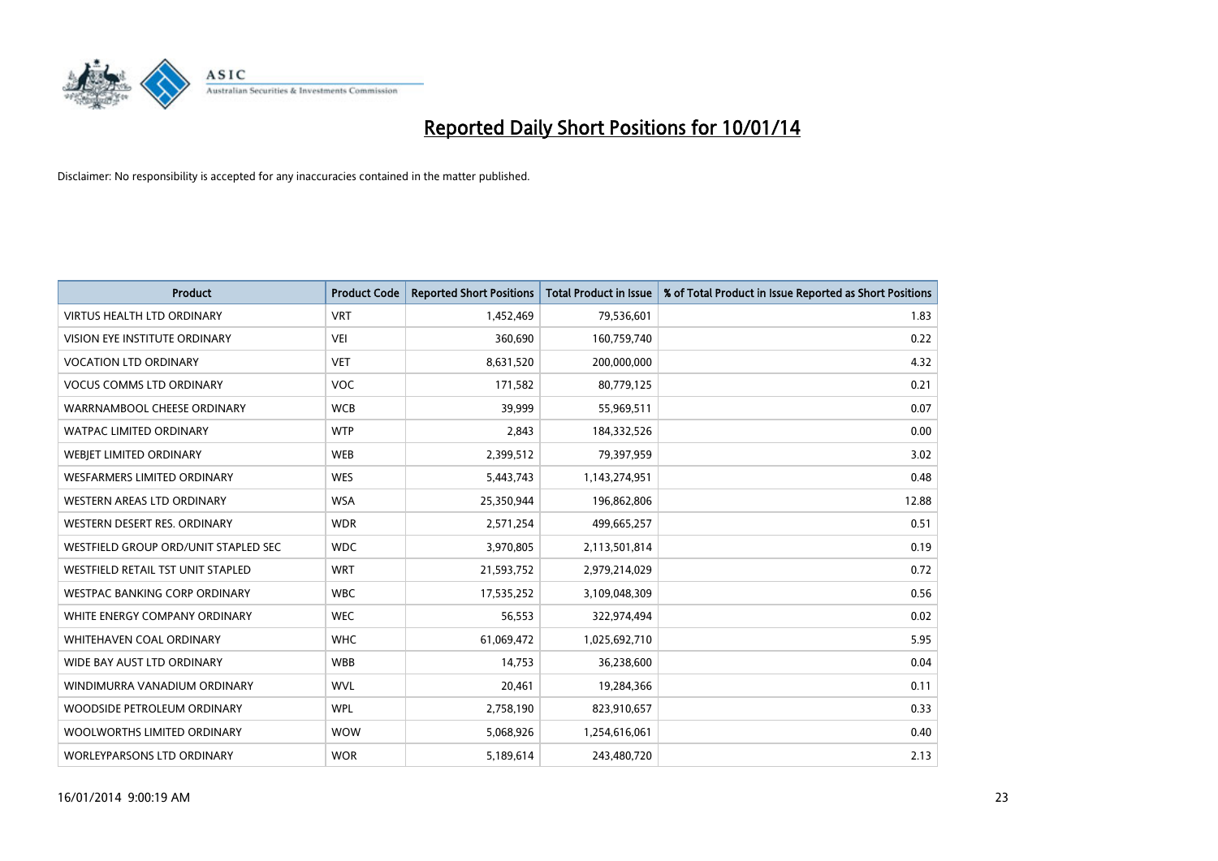# Reported Daily Short Positions for 10/01/14

Disclaimer: No responsibility is accepted for any inaccuracies contained in the matter published.

| Product | Product Code | Reported Short Positions | Total Product in Issue | % of Total Product in Issue Reported as Short Positions |
|---|---|---|---|---|
| VIRTUS HEALTH LTD ORDINARY | VRT | 1,452,469 | 79,536,601 | 1.83 |
| VISION EYE INSTITUTE ORDINARY | VEI | 360,690 | 160,759,740 | 0.22 |
| VOCATION LTD ORDINARY | VET | 8,631,520 | 200,000,000 | 4.32 |
| VOCUS COMMS LTD ORDINARY | VOC | 171,582 | 80,779,125 | 0.21 |
| WARRNAMBOOL CHEESE ORDINARY | WCB | 39,999 | 55,969,511 | 0.07 |
| WATPAC LIMITED ORDINARY | WTP | 2,843 | 184,332,526 | 0.00 |
| WEBJET LIMITED ORDINARY | WEB | 2,399,512 | 79,397,959 | 3.02 |
| WESFARMERS LIMITED ORDINARY | WES | 5,443,743 | 1,143,274,951 | 0.48 |
| WESTERN AREAS LTD ORDINARY | WSA | 25,350,944 | 196,862,806 | 12.88 |
| WESTERN DESERT RES. ORDINARY | WDR | 2,571,254 | 499,665,257 | 0.51 |
| WESTFIELD GROUP ORD/UNIT STAPLED SEC | WDC | 3,970,805 | 2,113,501,814 | 0.19 |
| WESTFIELD RETAIL TST UNIT STAPLED | WRT | 21,593,752 | 2,979,214,029 | 0.72 |
| WESTPAC BANKING CORP ORDINARY | WBC | 17,535,252 | 3,109,048,309 | 0.56 |
| WHITE ENERGY COMPANY ORDINARY | WEC | 56,553 | 322,974,494 | 0.02 |
| WHITEHAVEN COAL ORDINARY | WHC | 61,069,472 | 1,025,692,710 | 5.95 |
| WIDE BAY AUST LTD ORDINARY | WBB | 14,753 | 36,238,600 | 0.04 |
| WINDIMURRA VANADIUM ORDINARY | WVL | 20,461 | 19,284,366 | 0.11 |
| WOODSIDE PETROLEUM ORDINARY | WPL | 2,758,190 | 823,910,657 | 0.33 |
| WOOLWORTHS LIMITED ORDINARY | WOW | 5,068,926 | 1,254,616,061 | 0.40 |
| WORLEYPARSONS LTD ORDINARY | WOR | 5,189,614 | 243,480,720 | 2.13 |

16/01/2014 9:00:19 AM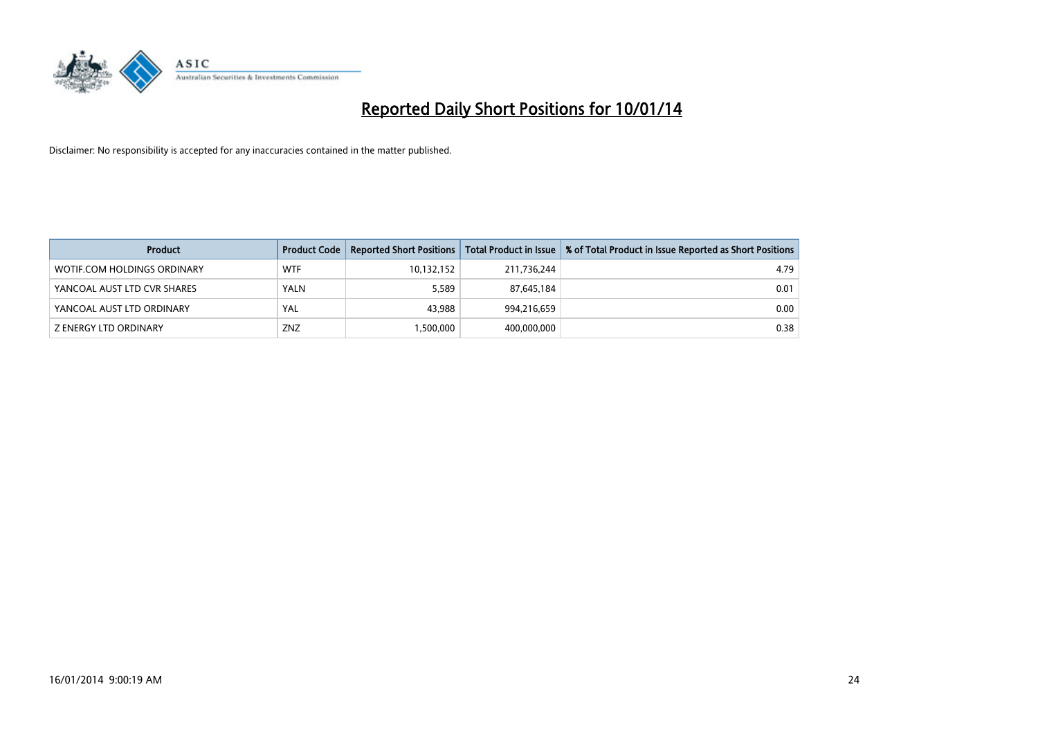# Reported Daily Short Positions for 10/01/14

Disclaimer: No responsibility is accepted for any inaccuracies contained in the matter published.

| Product | Product Code | Reported Short Positions | Total Product in Issue | % of Total Product in Issue Reported as Short Positions |
|---|---|---|---|---|
| WOTIF.COM HOLDINGS ORDINARY | WTF | 10,132,152 | 211,736,244 | 4.79 |
| YANCOAL AUST LTD CVR SHARES | YALN | 5,589 | 87,645,184 | 0.01 |
| YANCOAL AUST LTD ORDINARY | YAL | 43,988 | 994,216,659 | 0.00 |
| Z ENERGY LTD ORDINARY | ZNZ | 1,500,000 | 400,000,000 | 0.38 |

16/01/2014 9:00:19 AM